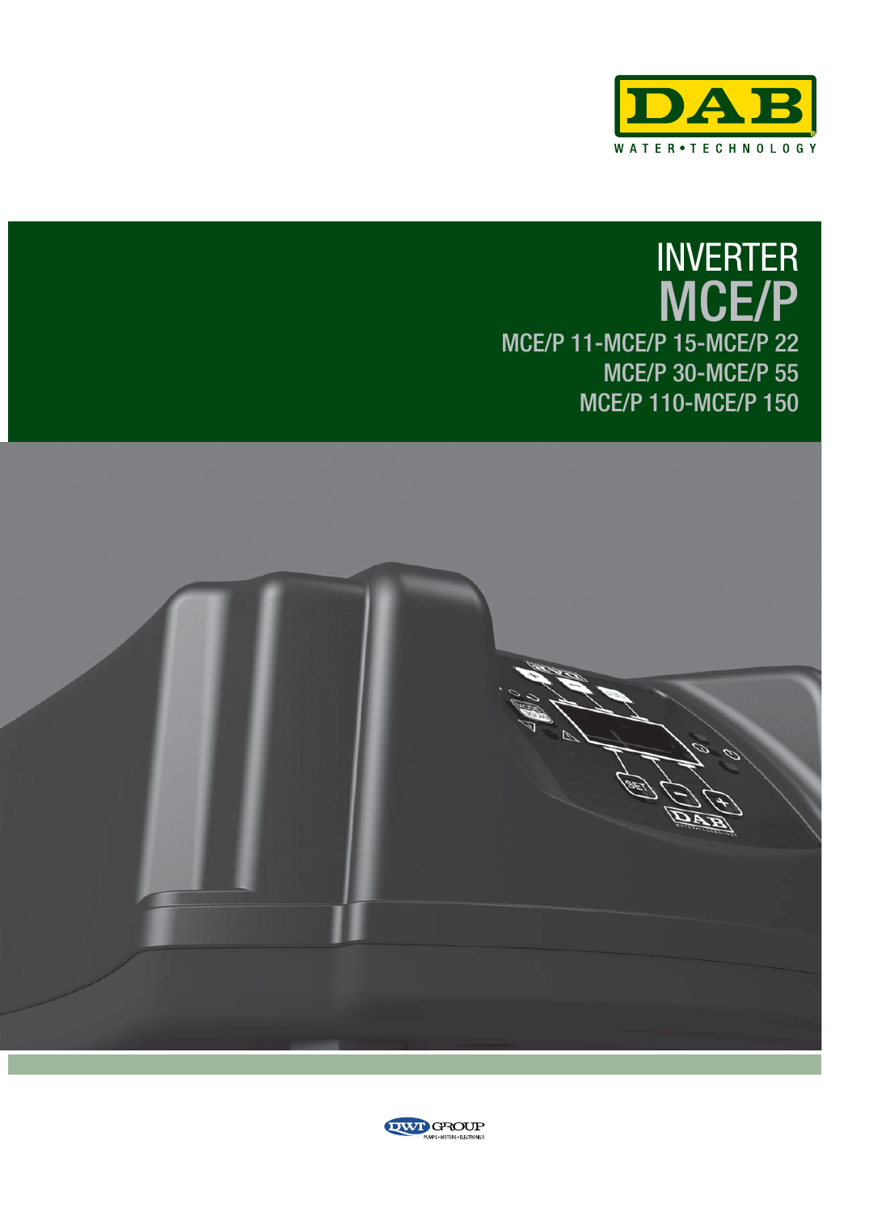# INVERTER MCE/P

## MCE/P 11-MCE/P 15-MCE/P 22
## MCE/P 30-MCE/P 55
## MCE/P 110-MCE/P 150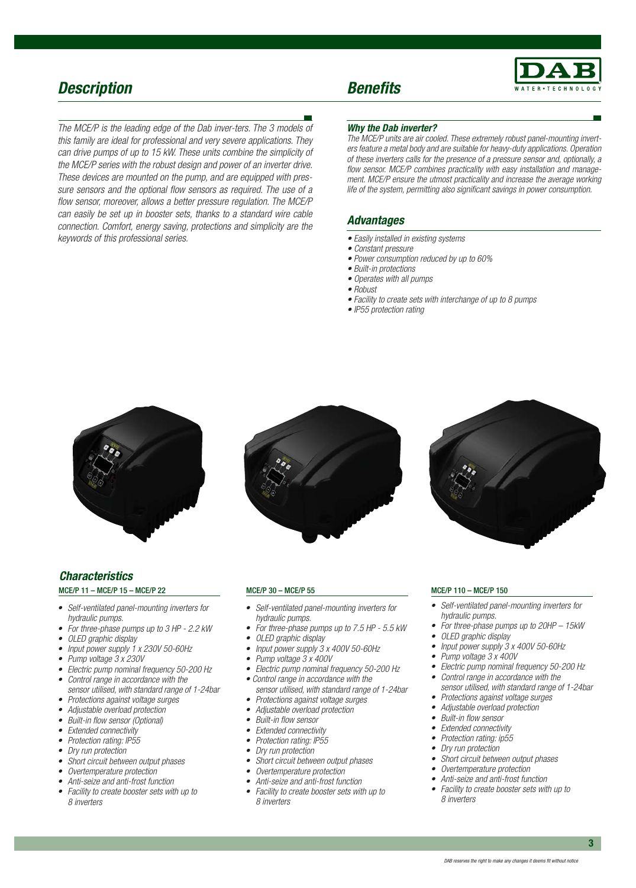## *Description*

*The MCE/P is the leading edge of the Dab inver-ters. The 3 models of this family are ideal for professional and very severe applications. They can drive pumps of up to 15 kW. These units combine the simplicity of the MCE/P series with the robust design and power of an inverter drive. These devices are mounted on the pump, and are equipped with pressure sensors and the optional flow sensors as required. The use of a flow sensor, moreover, allows a better pressure regulation. The MCE/P can easily be set up in booster sets, thanks to a standard wire cable connection. Comfort, energy saving, protections and simplicity are the keywords of this professional series.*

## *Benefits*

### *Why the Dab inverter?*

*The MCE/P units are air cooled. These extremely robust panel-mounting inverters feature a metal body and are suitable for heavy-duty applications. Operation of these inverters calls for the presence of a pressure sensor and, optionally, a flow sensor. MCE/P combines practicality with easy installation and management. MCE/P ensure the utmost practicality and increase the average working life of the system, permitting also significant savings in power consumption.*

### *Advantages*

- *Easily installed in existing systems*
- *Constant pressure*
- *Power consumption reduced by up to 60%*
- *Built-in protections*
- *Operates with all pumps*
- *Robust*
- *Facility to create sets with interchange of up to 8 pumps*
- *IP55 protection rating*

## *Characteristics*

### MCE/P 11 – MCE/P 15 – MCE/P 22

- *Self-ventilated panel-mounting inverters for hydraulic pumps.*
- *For three-phase pumps up to 3 HP - 2.2 kW*
- *OLED graphic display*
- *Input power supply 1 x 230V 50-60Hz*
- *Pump voltage 3 x 230V*
- *Electric pump nominal frequency 50-200 Hz*
- *Control range in accordance with the sensor utilised, with standard range of 1-24bar*
- *Protections against voltage surges*
- *Adjustable overload protection*
- *Built-in flow sensor (Optional)*
- *Extended connectivity*
- *Protection rating: IP55*
- *Dry run protection*
- *Short circuit between output phases*
- *Overtemperature protection*
- *Anti-seize and anti-frost function*
- *Facility to create booster sets with up to 8 inverters*

### MCE/P 30 – MCE/P 55

- *Self-ventilated panel-mounting inverters for hydraulic pumps.*
- *For three-phase pumps up to 7.5 HP - 5.5 kW*
- *OLED graphic display*
- *Input power supply 3 x 400V 50-60Hz*
- *Pump voltage 3 x 400V*
- *Electric pump nominal frequency 50-200 Hz*
- *Control range in accordance with the sensor utilised, with standard range of 1-24bar*
- *Protections against voltage surges*
- *Adjustable overload protection*
- *Built-in flow sensor*
- *Extended connectivity*
- *Protection rating: IP55*
- *Dry run protection*
- *Short circuit between output phases*
- *Overtemperature protection*
- *Anti-seize and anti-frost function*
- *Facility to create booster sets with up to 8 inverters*

### MCE/P 110 – MCE/P 150

- *Self-ventilated panel-mounting inverters for hydraulic pumps.*
- *For three-phase pumps up to 20HP – 15kW*
- *OLED graphic display*
- *Input power supply 3 x 400V 50-60Hz*
- *Pump voltage 3 x 400V*
- *Electric pump nominal frequency 50-200 Hz*
- *Control range in accordance with the sensor utilised, with standard range of 1-24bar*
- *Protections against voltage surges*
- *Adjustable overload protection*
- *Built-in flow sensor*
- *Extended connectivity*
- *Protection rating: ip55*
- *Dry run protection*
- *Short circuit between output phases*
- *Overtemperature protection*
- *Anti-seize and anti-frost function*
- *Facility to create booster sets with up to 8 inverters*

*DAB reserves the right to make any changes it deems fit without notice*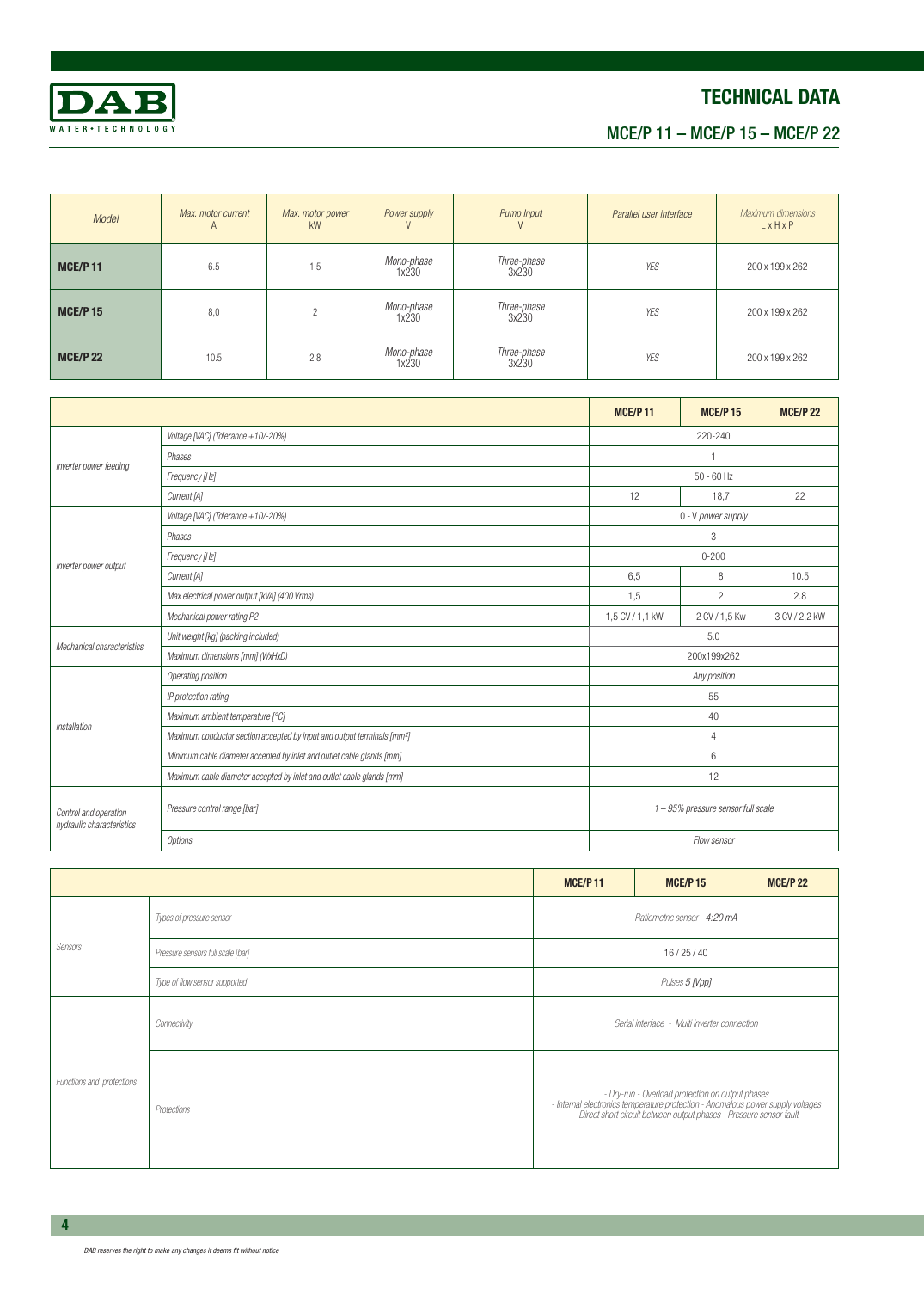# TECHNICAL DATA

## MCE/P 11 – MCE/P 15 – MCE/P 22

| Model | Max. motor current A | Max. motor power kW | Power supply V | Pump Input V | Parallel user interface | Maximum dimensions L x H x P |
|---|---|---|---|---|---|---|
| **MCE/P 11** | 6.5 | 1.5 | Mono-phase 1x230 | Three-phase 3x230 | YES | 200 x 199 x 262 |
| **MCE/P 15** | 8,0 | 2 | Mono-phase 1x230 | Three-phase 3x230 | YES | 200 x 199 x 262 |
| **MCE/P 22** | 10.5 | 2.8 | Mono-phase 1x230 | Three-phase 3x230 | YES | 200 x 199 x 262 |

| | | **MCE/P 11** | **MCE/P 15** | **MCE/P 22** |
|---|---|---|---|---|
| *Inverter power feeding* | *Voltage [VAC] (Tolerance +10/-20%)* | 220-240 | | |
| | *Phases* | 1 | | |
| | *Frequency [Hz]* | 50 - 60 Hz | | |
| | *Current [A]* | 12 | 18,7 | 22 |
| *Inverter power output* | *Voltage [VAC] (Tolerance +10/-20%)* | *0 - V power supply* | | |
| | *Phases* | 3 | | |
| | *Frequency [Hz]* | 0-200 | | |
| | *Current [A]* | 6,5 | 8 | 10.5 |
| | *Max electrical power output [kVA] (400 Vrms)* | 1,5 | 2 | 2.8 |
| | *Mechanical power rating P2* | 1,5 CV / 1,1 kW | 2 CV / 1,5 Kw | 3 CV / 2,2 kW |
| *Mechanical characteristics* | *Unit weight [kg] (packing included)* | 5.0 | | |
| | *Maximum dimensions [mm] (WxHxD)* | 200x199x262 | | |
| *Installation* | *Operating position* | *Any position* | | |
| | *IP protection rating* | 55 | | |
| | *Maximum ambient temperature [°C]* | 40 | | |
| | *Maximum conductor section accepted by input and output terminals [mm²]* | 4 | | |
| | *Minimum cable diameter accepted by inlet and outlet cable glands [mm]* | 6 | | |
| | *Maximum cable diameter accepted by inlet and outlet cable glands [mm]* | 12 | | |
| *Control and operation hydraulic characteristics* | *Pressure control range [bar]* | *1 – 95% pressure sensor full scale* | | |
| | *Options* | *Flow sensor* | | |

| | | **MCE/P 11** | **MCE/P 15** | **MCE/P 22** |
|---|---|---|---|---|
| *Sensors* | *Types of pressure sensor* | *Ratiometric sensor - 4:20 mA* | | |
| | *Pressure sensors full scale [bar]* | 16 / 25 / 40 | | |
| | *Type of flow sensor supported* | *Pulses 5 [Vpp]* | | |
| *Functions and protections* | *Connectivity* | *Serial interface - Multi inverter connection* | | |
| | *Protections* | *- Dry-run - Overload protection on output phases - Internal electronics temperature protection - Anomalous power supply voltages - Direct short circuit between output phases - Pressure sensor fault* | | |

*DAB reserves the right to make any changes it deems fit without notice*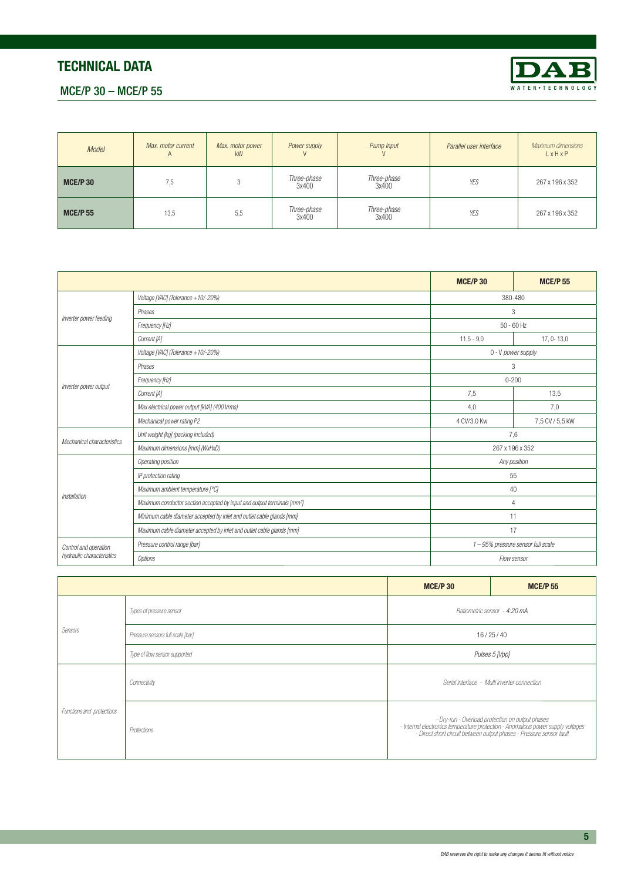# TECHNICAL DATA

## MCE/P 30 – MCE/P 55

| *Model* | *Max. motor current* A | *Max. motor power* kW | *Power supply* V | *Pump Input* V | *Parallel user interface* | *Maximum dimensions* L x H x P |
|---|---|---|---|---|---|---|
| **MCE/P 30** | 7,5 | 3 | *Three-phase* 3x400 | *Three-phase* 3x400 | *YES* | 267 x 196 x 352 |
| **MCE/P 55** | 13,5 | 5,5 | *Three-phase* 3x400 | *Three-phase* 3x400 | *YES* | 267 x 196 x 352 |

| | | **MCE/P 30** | **MCE/P 55** |
|---|---|---|---|
| *Inverter power feeding* | *Voltage [VAC] (Tolerance +10/-20%)* | 380-480 | |
| | *Phases* | 3 | |
| | *Frequency [Hz]* | 50 - 60 Hz | |
| | *Current [A]* | 11,5 - 9,0 | 17, 0- 13,0 |
| *Inverter power output* | *Voltage [VAC] (Tolerance +10/-20%)* | 0 - V *power supply* | |
| | *Phases* | 3 | |
| | *Frequency [Hz]* | 0-200 | |
| | *Current [A]* | 7,5 | 13,5 |
| | *Max electrical power output [kVA] (400 Vrms)* | 4,0 | 7,0 |
| | *Mechanical power rating P2* | 4 CV/3.0 Kw | 7,5 CV / 5,5 kW |
| *Mechanical characteristics* | *Unit weight [kg] (packing included)* | 7,6 | |
| | *Maximum dimensions [mm] (WxHxD)* | 267 x 196 x 352 | |
| *Installation* | *Operating position* | *Any position* | |
| | *IP protection rating* | 55 | |
| | *Maximum ambient temperature [°C]* | 40 | |
| | *Maximum conductor section accepted by input and output terminals [mm²]* | 4 | |
| | *Minimum cable diameter accepted by inlet and outlet cable glands [mm]* | 11 | |
| | *Maximum cable diameter accepted by inlet and outlet cable glands [mm]* | 17 | |
| *Control and operation hydraulic characteristics* | *Pressure control range [bar]* | *1 – 95% pressure sensor full scale* | |
| | *Options* | *Flow sensor* | |

| | | **MCE/P 30** | **MCE/P 55** |
|---|---|---|---|
| *Sensors* | *Types of pressure sensor* | *Ratiometric sensor - 4:20 mA* | |
| | *Pressure sensors full scale [bar]* | 16 / 25 / 40 | |
| | *Type of flow sensor supported* | *Pulses 5 [Vpp]* | |
| *Functions and protections* | *Connectivity* | *Serial interface - Multi inverter connection* | |
| | *Protections* | *- Dry-run - Overload protection on output phases - Internal electronics temperature protection - Anomalous power supply voltages - Direct short circuit between output phases - Pressure sensor fault* | |

*DAB reserves the right to make any changes it deems fit without notice*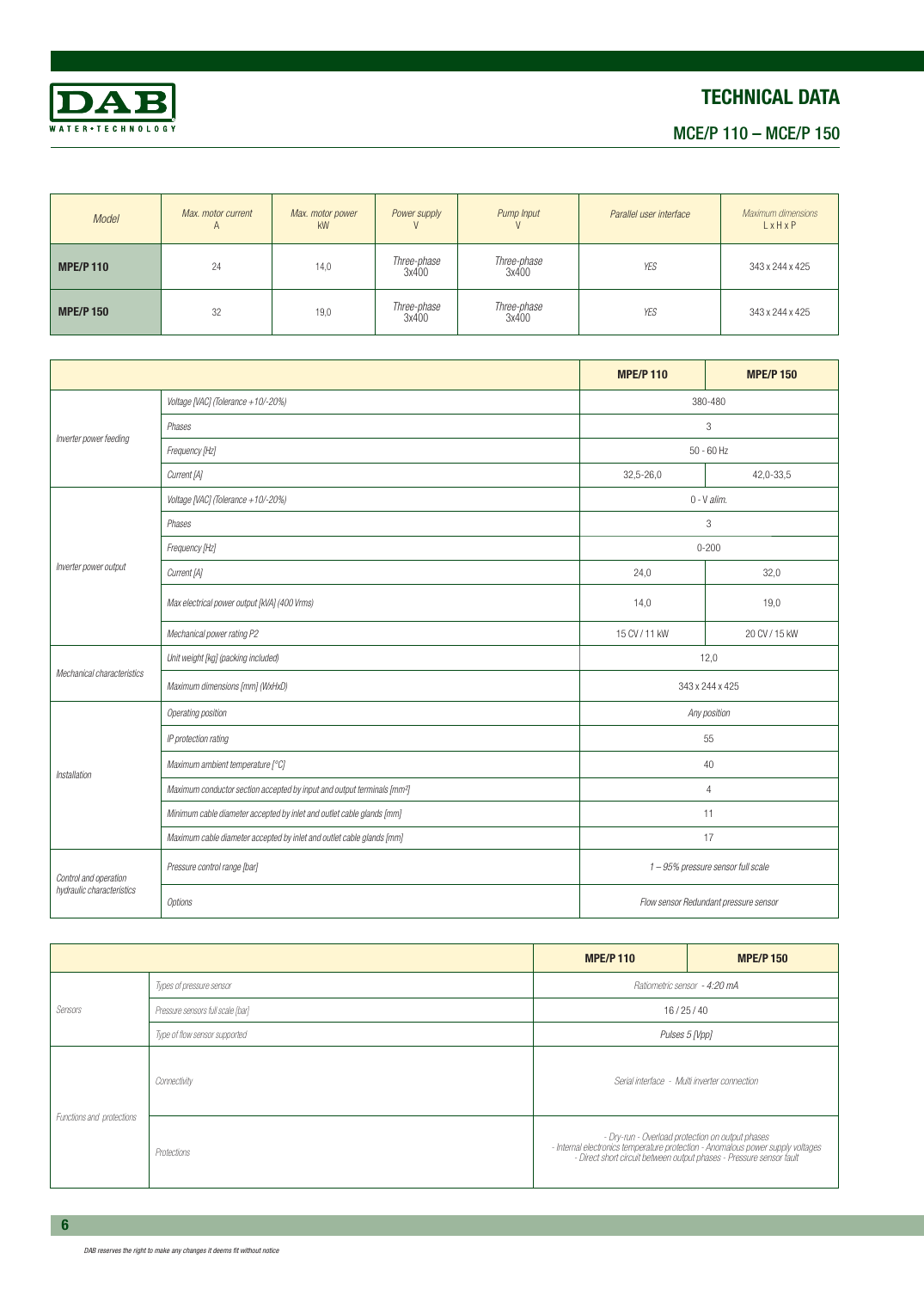# TECHNICAL DATA

## MCE/P 110 – MCE/P 150

| Model | Max. motor current A | Max. motor power kW | Power supply V | Pump Input V | Parallel user interface | Maximum dimensions L x H x P |
|---|---|---|---|---|---|---|
| **MPE/P 110** | 24 | 14,0 | Three-phase 3x400 | Three-phase 3x400 | YES | 343 x 244 x 425 |
| **MPE/P 150** | 32 | 19,0 | Three-phase 3x400 | Three-phase 3x400 | YES | 343 x 244 x 425 |

| | | **MPE/P 110** | **MPE/P 150** |
|---|---|---|---|
| Inverter power feeding | Voltage [VAC] (Tolerance +10/-20%) | 380-480 | |
| | Phases | 3 | |
| | Frequency [Hz] | 50 - 60 Hz | |
| | Current [A] | 32,5-26,0 | 42,0-33,5 |
| Inverter power output | Voltage [VAC] (Tolerance +10/-20%) | 0 - V alim. | |
| | Phases | 3 | |
| | Frequency [Hz] | 0-200 | |
| | Current [A] | 24,0 | 32,0 |
| | Max electrical power output [kVA] (400 Vrms) | 14,0 | 19,0 |
| | Mechanical power rating P2 | 15 CV / 11 kW | 20 CV / 15 kW |
| Mechanical characteristics | Unit weight [kg] (packing included) | 12,0 | |
| | Maximum dimensions [mm] (WxHxD) | 343 x 244 x 425 | |
| Installation | Operating position | Any position | |
| | IP protection rating | 55 | |
| | Maximum ambient temperature [°C] | 40 | |
| | Maximum conductor section accepted by input and output terminals [mm²] | 4 | |
| | Minimum cable diameter accepted by inlet and outlet cable glands [mm] | 11 | |
| | Maximum cable diameter accepted by inlet and outlet cable glands [mm] | 17 | |
| Control and operation hydraulic characteristics | Pressure control range [bar] | 1 – 95% pressure sensor full scale | |
| | Options | Flow sensor Redundant pressure sensor | |

| | | **MPE/P 110** | **MPE/P 150** |
|---|---|---|---|
| Sensors | Types of pressure sensor | Ratiometric sensor - 4:20 mA | |
| | Pressure sensors full scale [bar] | 16 / 25 / 40 | |
| | Type of flow sensor supported | Pulses 5 [Vpp] | |
| Functions and protections | Connectivity | Serial interface - Multi inverter connection | |
| | Protections | - Dry-run - Overload protection on output phases - Internal electronics temperature protection - Anomalous power supply voltages - Direct short circuit between output phases - Pressure sensor fault | |

DAB reserves the right to make any changes it deems fit without notice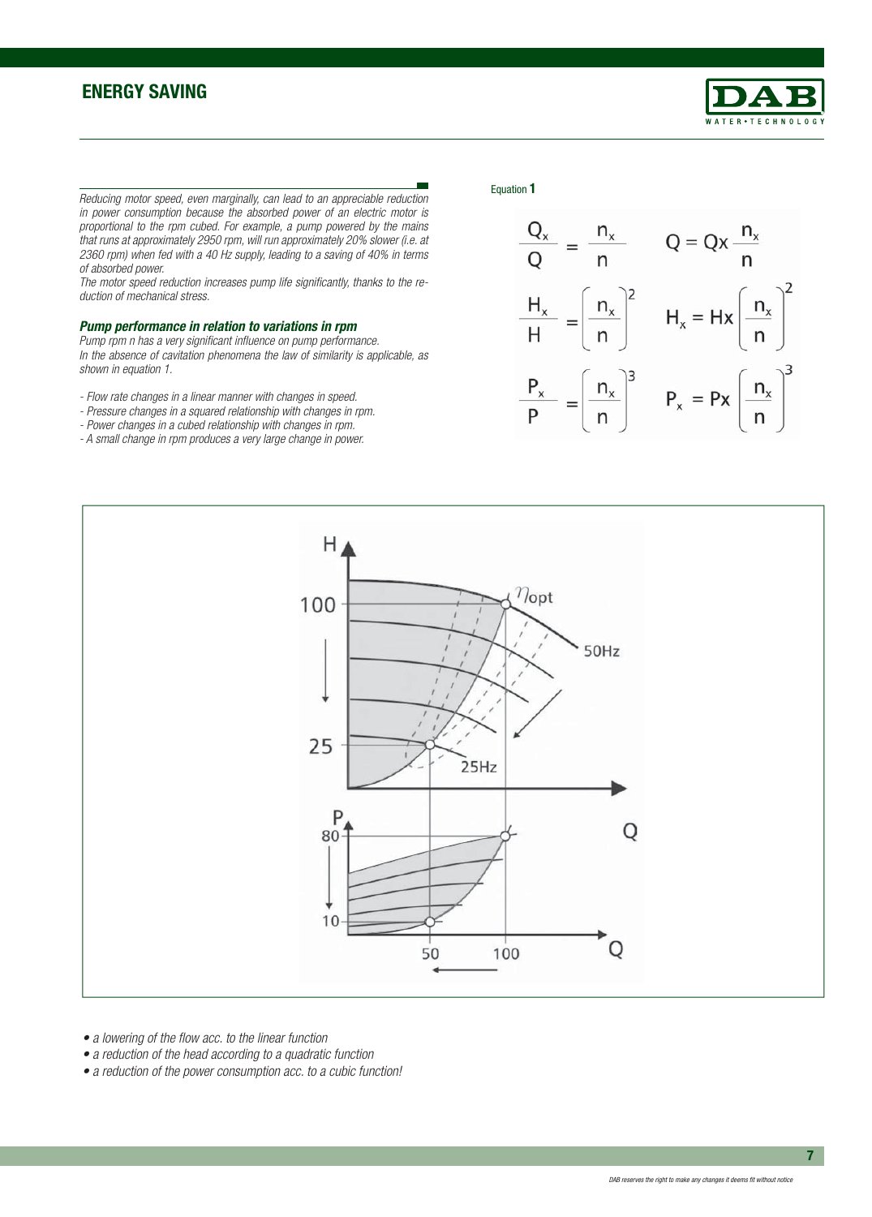## ENERGY SAVING

*Reducing motor speed, even marginally, can lead to an appreciable reduction in power consumption because the absorbed power of an electric motor is proportional to the rpm cubed. For example, a pump powered by the mains that runs at approximately 2950 rpm, will run approximately 20% slower (i.e. at 2360 rpm) when fed with a 40 Hz supply, leading to a saving of 40% in terms of absorbed power.*
*The motor speed reduction increases pump life significantly, thanks to the reduction of mechanical stress.*

### *Pump performance in relation to variations in rpm*

*Pump rpm n has a very significant influence on pump performance.*
*In the absence of cavitation phenomena the law of similarity is applicable, as shown in equation 1.*

- *Flow rate changes in a linear manner with changes in speed.*
- *Pressure changes in a squared relationship with changes in rpm.*
- *Power changes in a cubed relationship with changes in rpm.*
- *A small change in rpm produces a very large change in power.*

Equation **1**

$$\frac{Q_x}{Q} = \frac{n_x}{n} \qquad Q = Qx\,\frac{n_x}{n}$$

$$\frac{H_x}{H} = \left(\frac{n_x}{n}\right)^2 \qquad H_x = Hx\left(\frac{n_x}{n}\right)^2$$

$$\frac{P_x}{P} = \left(\frac{n_x}{n}\right)^3 \qquad P_x = Px\left(\frac{n_x}{n}\right)^3$$

- *a lowering of the flow acc. to the linear function*
- *a reduction of the head according to a quadratic function*
- *a reduction of the power consumption acc. to a cubic function!*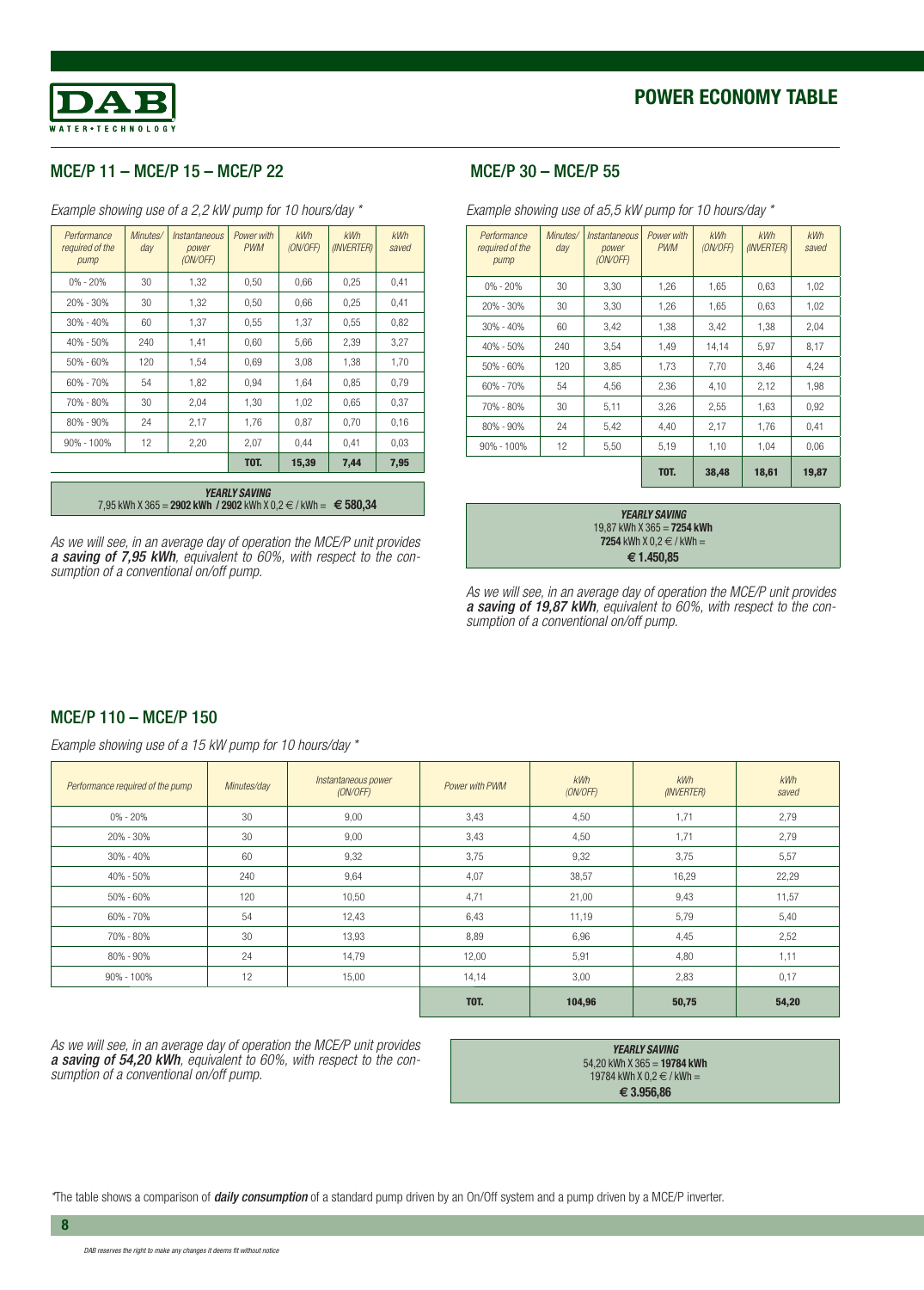# POWER ECONOMY TABLE

## MCE/P 11 – MCE/P 15 – MCE/P 22

*Example showing use of a 2,2 kW pump for 10 hours/day **

| *Performance required of the pump* | *Minutes/ day* | *Instantaneous power (ON/OFF)* | *Power with PWM* | *kWh (ON/OFF)* | *kWh (INVERTER)* | *kWh saved* |
|---|---|---|---|---|---|---|
| 0% - 20% | 30 | 1,32 | 0,50 | 0,66 | 0,25 | 0,41 |
| 20% - 30% | 30 | 1,32 | 0,50 | 0,66 | 0,25 | 0,41 |
| 30% - 40% | 60 | 1,37 | 0,55 | 1,37 | 0,55 | 0,82 |
| 40% - 50% | 240 | 1,41 | 0,60 | 5,66 | 2,39 | 3,27 |
| 50% - 60% | 120 | 1,54 | 0,69 | 3,08 | 1,38 | 1,70 |
| 60% - 70% | 54 | 1,82 | 0,94 | 1,64 | 0,85 | 0,79 |
| 70% - 80% | 30 | 2,04 | 1,30 | 1,02 | 0,65 | 0,37 |
| 80% - 90% | 24 | 2,17 | 1,76 | 0,87 | 0,70 | 0,16 |
| 90% - 100% | 12 | 2,20 | 2,07 | 0,44 | 0,41 | 0,03 |
| | | | **TOT.** | **15,39** | **7,44** | **7,95** |

***YEARLY SAVING***
7,95 kWh X 365 = **2902 kWh / 2902** kWh X 0,2 € / kWh = **€ 580,34**

*As we will see, in an average day of operation the MCE/P unit provides **a saving of 7,95 kWh**, equivalent to 60%, with respect to the consumption of a conventional on/off pump.*

## MCE/P 30 – MCE/P 55

*Example showing use of a5,5 kW pump for 10 hours/day **

| *Performance required of the pump* | *Minutes/ day* | *Instantaneous power (ON/OFF)* | *Power with PWM* | *kWh (ON/OFF)* | *kWh (INVERTER)* | *kWh saved* |
|---|---|---|---|---|---|---|
| 0% - 20% | 30 | 3,30 | 1,26 | 1,65 | 0,63 | 1,02 |
| 20% - 30% | 30 | 3,30 | 1,26 | 1,65 | 0,63 | 1,02 |
| 30% - 40% | 60 | 3,42 | 1,38 | 3,42 | 1,38 | 2,04 |
| 40% - 50% | 240 | 3,54 | 1,49 | 14,14 | 5,97 | 8,17 |
| 50% - 60% | 120 | 3,85 | 1,73 | 7,70 | 3,46 | 4,24 |
| 60% - 70% | 54 | 4,56 | 2,36 | 4,10 | 2,12 | 1,98 |
| 70% - 80% | 30 | 5,11 | 3,26 | 2,55 | 1,63 | 0,92 |
| 80% - 90% | 24 | 5,42 | 4,40 | 2,17 | 1,76 | 0,41 |
| 90% - 100% | 12 | 5,50 | 5,19 | 1,10 | 1,04 | 0,06 |
| | | | **TOT.** | **38,48** | **18,61** | **19,87** |

***YEARLY SAVING***
19,87 kWh X 365 = **7254 kWh**
**7254** kWh X 0,2 € / kWh =
**€ 1.450,85**

*As we will see, in an average day of operation the MCE/P unit provides **a saving of 19,87 kWh**, equivalent to 60%, with respect to the consumption of a conventional on/off pump.*

## MCE/P 110 – MCE/P 150

*Example showing use of a 15 kW pump for 10 hours/day **

| *Performance required of the pump* | *Minutes/day* | *Instantaneous power (ON/OFF)* | *Power with PWM* | *kWh (ON/OFF)* | *kWh (INVERTER)* | *kWh saved* |
|---|---|---|---|---|---|---|
| 0% - 20% | 30 | 9,00 | 3,43 | 4,50 | 1,71 | 2,79 |
| 20% - 30% | 30 | 9,00 | 3,43 | 4,50 | 1,71 | 2,79 |
| 30% - 40% | 60 | 9,32 | 3,75 | 9,32 | 3,75 | 5,57 |
| 40% - 50% | 240 | 9,64 | 4,07 | 38,57 | 16,29 | 22,29 |
| 50% - 60% | 120 | 10,50 | 4,71 | 21,00 | 9,43 | 11,57 |
| 60% - 70% | 54 | 12,43 | 6,43 | 11,19 | 5,79 | 5,40 |
| 70% - 80% | 30 | 13,93 | 8,89 | 6,96 | 4,45 | 2,52 |
| 80% - 90% | 24 | 14,79 | 12,00 | 5,91 | 4,80 | 1,11 |
| 90% - 100% | 12 | 15,00 | 14,14 | 3,00 | 2,83 | 0,17 |
| | | | **TOT.** | **104,96** | **50,75** | **54,20** |

*As we will see, in an average day of operation the MCE/P unit provides **a saving of 54,20 kWh**, equivalent to 60%, with respect to the consumption of a conventional on/off pump.*

***YEARLY SAVING***
54,20 kWh X 365 = **19784 kWh**
19784 kWh X 0,2 € / kWh =
**€ 3.956,86**

*The table shows a comparison of ***daily consumption*** of a standard pump driven by an On/Off system and a pump driven by a MCE/P inverter.

*DAB reserves the right to make any changes it deems fit without notice*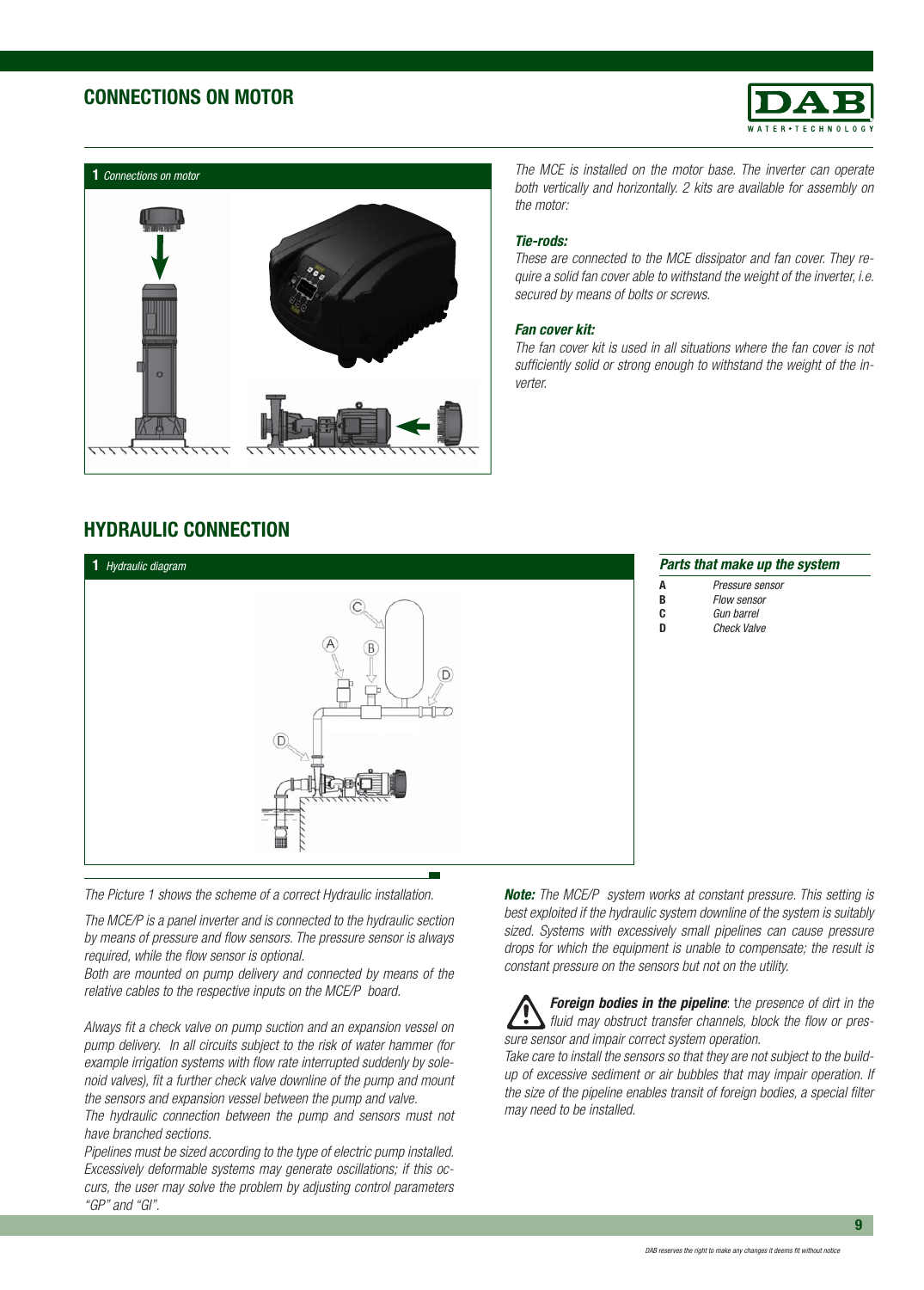## CONNECTIONS ON MOTOR

**1** *Connections on motor*

*The MCE is installed on the motor base. The inverter can operate both vertically and horizontally. 2 kits are available for assembly on the motor:*

***Tie-rods:***

*These are connected to the MCE dissipator and fan cover. They require a solid fan cover able to withstand the weight of the inverter, i.e. secured by means of bolts or screws.*

***Fan cover kit:***

*The fan cover kit is used in all situations where the fan cover is not sufficiently solid or strong enough to withstand the weight of the inverter.*

## HYDRAULIC CONNECTION

**1** *Hydraulic diagram*

***Parts that make up the system***

| | |
|---|---|
| **A** | *Pressure sensor* |
| **B** | *Flow sensor* |
| **C** | *Gun barrel* |
| **D** | *Check Valve* |

*The Picture 1 shows the scheme of a correct Hydraulic installation.*

*The MCE/P is a panel inverter and is connected to the hydraulic section by means of pressure and flow sensors. The pressure sensor is always required, while the flow sensor is optional.*

*Both are mounted on pump delivery and connected by means of the relative cables to the respective inputs on the MCE/P board.*

*Always fit a check valve on pump suction and an expansion vessel on pump delivery. In all circuits subject to the risk of water hammer (for example irrigation systems with flow rate interrupted suddenly by solenoid valves), fit a further check valve downline of the pump and mount the sensors and expansion vessel between the pump and valve.*

*The hydraulic connection between the pump and sensors must not have branched sections.*

*Pipelines must be sized according to the type of electric pump installed. Excessively deformable systems may generate oscillations; if this occurs, the user may solve the problem by adjusting control parameters "GP" and "GI".*

***Note:*** *The MCE/P system works at constant pressure. This setting is best exploited if the hydraulic system downline of the system is suitably sized. Systems with excessively small pipelines can cause pressure drops for which the equipment is unable to compensate; the result is constant pressure on the sensors but not on the utility.*

***Foreign bodies in the pipeline****: the presence of dirt in the fluid may obstruct transfer channels, block the flow or pressure sensor and impair correct system operation.*

*Take care to install the sensors so that they are not subject to the build-up of excessive sediment or air bubbles that may impair operation. If the size of the pipeline enables transit of foreign bodies, a special filter may need to be installed.*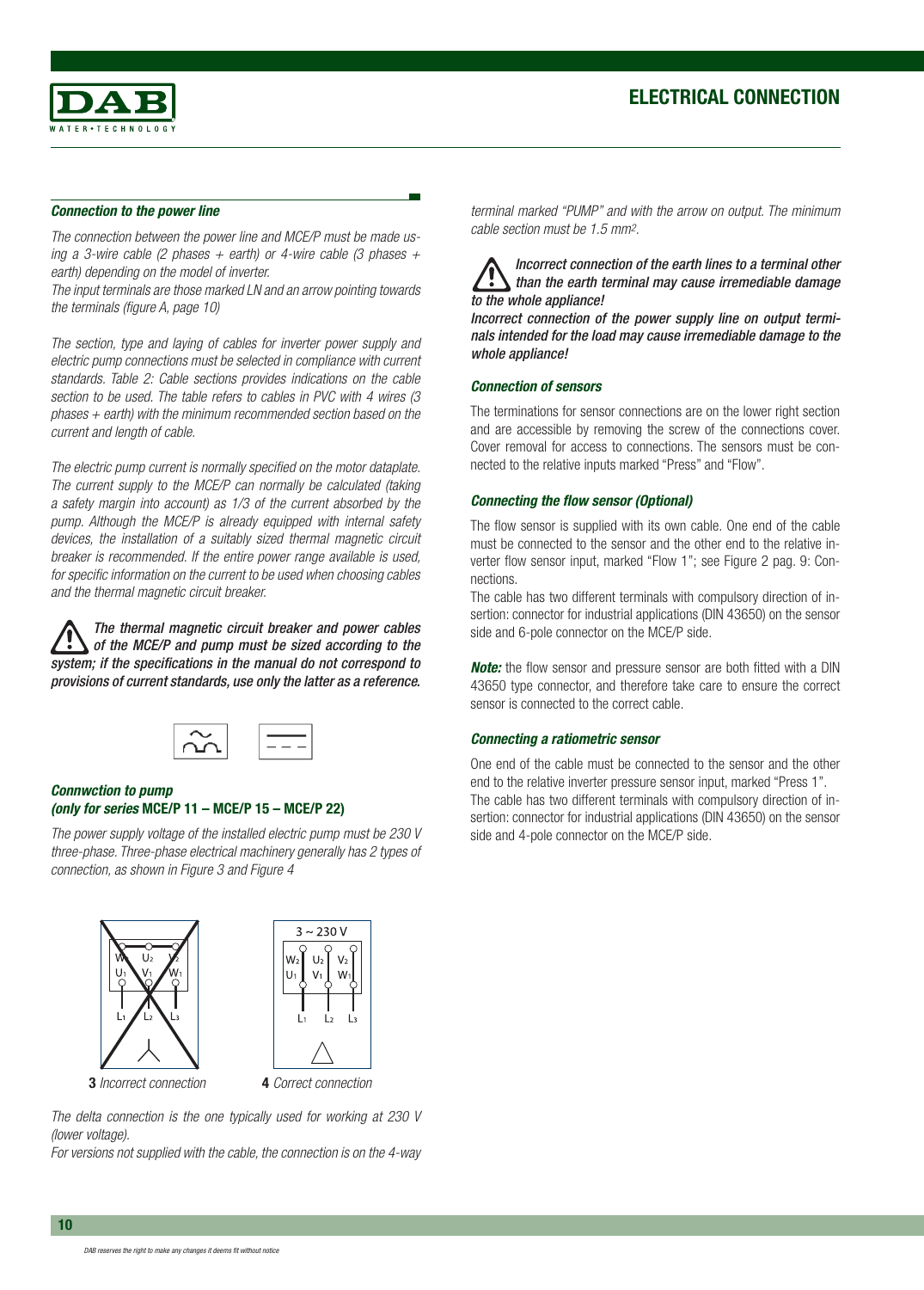### *Connection to the power line*

*The connection between the power line and MCE/P must be made using a 3-wire cable (2 phases + earth) or 4-wire cable (3 phases + earth) depending on the model of inverter.*
*The input terminals are those marked LN and an arrow pointing towards the terminals (figure A, page 10)*

*The section, type and laying of cables for inverter power supply and electric pump connections must be selected in compliance with current standards. Table 2: Cable sections provides indications on the cable section to be used. The table refers to cables in PVC with 4 wires (3 phases + earth) with the minimum recommended section based on the current and length of cable.*

*The electric pump current is normally specified on the motor dataplate. The current supply to the MCE/P can normally be calculated (taking a safety margin into account) as 1/3 of the current absorbed by the pump. Although the MCE/P is already equipped with internal safety devices, the installation of a suitably sized thermal magnetic circuit breaker is recommended. If the entire power range available is used, for specific information on the current to be used when choosing cables and the thermal magnetic circuit breaker.*

***The thermal magnetic circuit breaker and power cables of the MCE/P and pump must be sized according to the system; if the specifications in the manual do not correspond to provisions of current standards, use only the latter as a reference.***

### *Connwction to pump*
### *(only for series* MCE/P 11 – MCE/P 15 – MCE/P 22)

*The power supply voltage of the installed electric pump must be 230 V three-phase. Three-phase electrical machinery generally has 2 types of connection, as shown in Figure 3 and Figure 4*

**3** *Incorrect connection*

**4** *Correct connection*

*The delta connection is the one typically used for working at 230 V (lower voltage).*
*For versions not supplied with the cable, the connection is on the 4-way terminal marked "PUMP" and with the arrow on output. The minimum cable section must be 1.5 mm².*

***Incorrect connection of the earth lines to a terminal other than the earth terminal may cause irremediable damage to the whole appliance!***
***Incorrect connection of the power supply line on output terminals intended for the load may cause irremediable damage to the whole appliance!***

### *Connection of sensors*

The terminations for sensor connections are on the lower right section and are accessible by removing the screw of the connections cover. Cover removal for access to connections. The sensors must be connected to the relative inputs marked "Press" and "Flow".

### *Connecting the flow sensor (Optional)*

The flow sensor is supplied with its own cable. One end of the cable must be connected to the sensor and the other end to the relative inverter flow sensor input, marked "Flow 1"; see Figure 2 pag. 9: Connections.
The cable has two different terminals with compulsory direction of insertion: connector for industrial applications (DIN 43650) on the sensor side and 6-pole connector on the MCE/P side.

***Note:*** the flow sensor and pressure sensor are both fitted with a DIN 43650 type connector, and therefore take care to ensure the correct sensor is connected to the correct cable.

### *Connecting a ratiometric sensor*

One end of the cable must be connected to the sensor and the other end to the relative inverter pressure sensor input, marked "Press 1". The cable has two different terminals with compulsory direction of insertion: connector for industrial applications (DIN 43650) on the sensor side and 4-pole connector on the MCE/P side.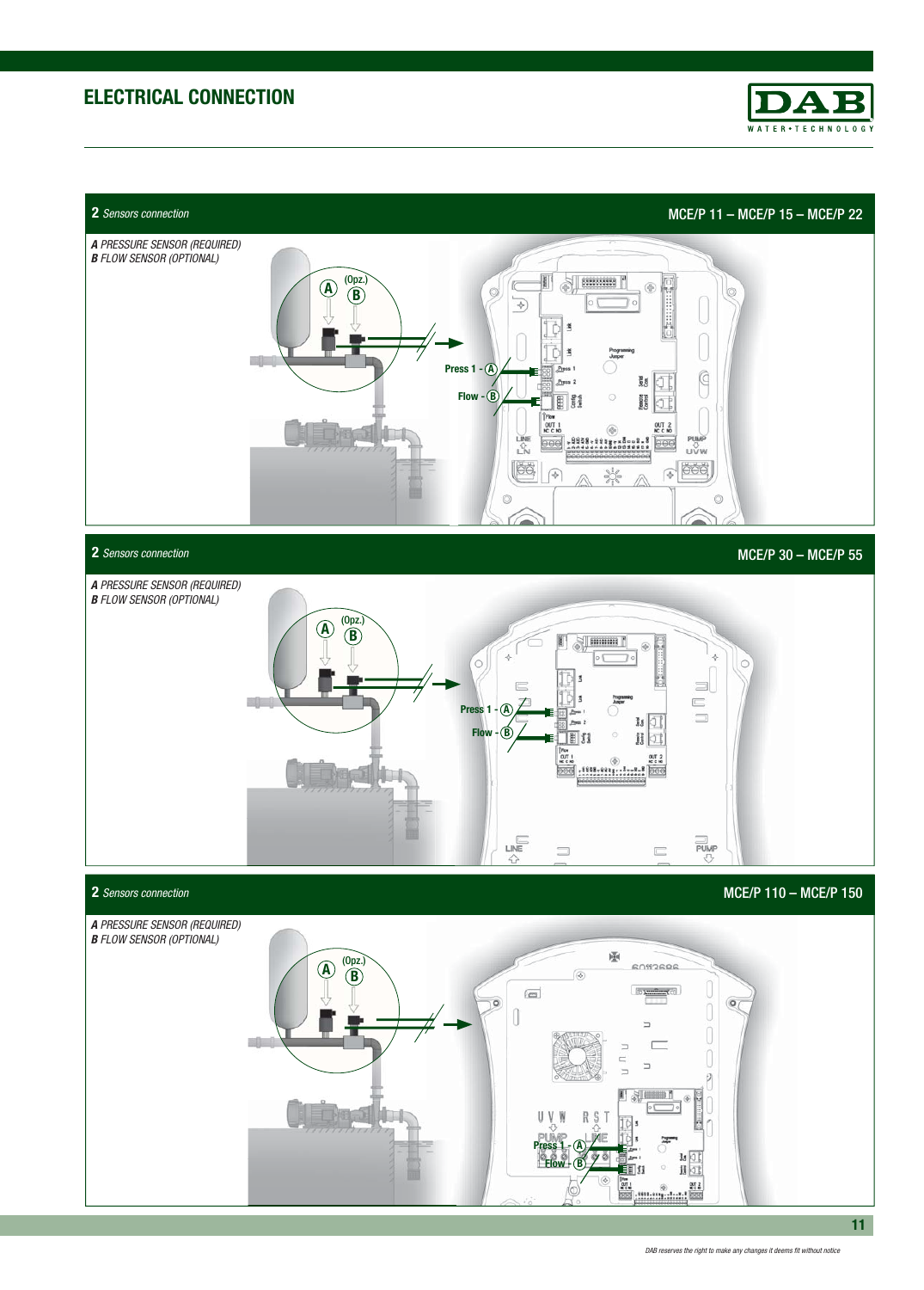# ELECTRICAL CONNECTION

## 2 *Sensors connection* — MCE/P 11 – MCE/P 15 – MCE/P 22

***A** PRESSURE SENSOR (REQUIRED)*
***B** FLOW SENSOR (OPTIONAL)*

(Opz.)

A B

Press 1 - A

Flow - B

## 2 *Sensors connection* — MCE/P 30 – MCE/P 55

***A** PRESSURE SENSOR (REQUIRED)*
***B** FLOW SENSOR (OPTIONAL)*

(Opz.)

A B

Press 1 - A

Flow - B

## 2 *Sensors connection* — MCE/P 110 – MCE/P 150

***A** PRESSURE SENSOR (REQUIRED)*
***B** FLOW SENSOR (OPTIONAL)*

(Opz.)

A B

Press 1 - A

Flow - B

*DAB reserves the right to make any changes it deems fit without notice*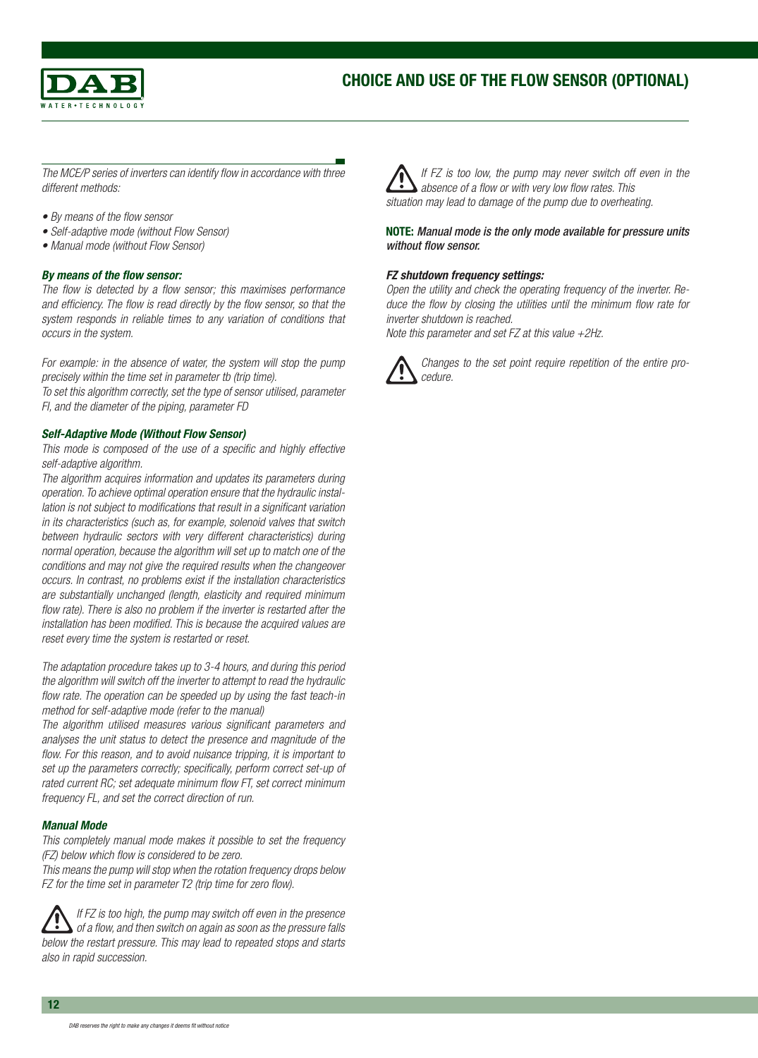## CHOICE AND USE OF THE FLOW SENSOR (OPTIONAL)

*The MCE/P series of inverters can identify flow in accordance with three different methods:*

- *By means of the flow sensor*
- *Self-adaptive mode (without Flow Sensor)*
- *Manual mode (without Flow Sensor)*

***By means of the flow sensor:***

*The flow is detected by a flow sensor; this maximises performance and efficiency. The flow is read directly by the flow sensor, so that the system responds in reliable times to any variation of conditions that occurs in the system.*

*For example: in the absence of water, the system will stop the pump precisely within the time set in parameter tb (trip time).*
*To set this algorithm correctly, set the type of sensor utilised, parameter FI, and the diameter of the piping, parameter FD*

***Self-Adaptive Mode (Without Flow Sensor)***

*This mode is composed of the use of a specific and highly effective self-adaptive algorithm.*
*The algorithm acquires information and updates its parameters during operation. To achieve optimal operation ensure that the hydraulic installation is not subject to modifications that result in a significant variation in its characteristics (such as, for example, solenoid valves that switch between hydraulic sectors with very different characteristics) during normal operation, because the algorithm will set up to match one of the conditions and may not give the required results when the changeover occurs. In contrast, no problems exist if the installation characteristics are substantially unchanged (length, elasticity and required minimum flow rate). There is also no problem if the inverter is restarted after the installation has been modified. This is because the acquired values are reset every time the system is restarted or reset.*

*The adaptation procedure takes up to 3-4 hours, and during this period the algorithm will switch off the inverter to attempt to read the hydraulic flow rate. The operation can be speeded up by using the fast teach-in method for self-adaptive mode (refer to the manual)*
*The algorithm utilised measures various significant parameters and analyses the unit status to detect the presence and magnitude of the flow. For this reason, and to avoid nuisance tripping, it is important to set up the parameters correctly; specifically, perform correct set-up of rated current RC; set adequate minimum flow FT, set correct minimum frequency FL, and set the correct direction of run.*

***Manual Mode***

*This completely manual mode makes it possible to set the frequency (FZ) below which flow is considered to be zero.*
*This means the pump will stop when the rotation frequency drops below FZ for the time set in parameter T2 (trip time for zero flow).*

⚠ *If FZ is too high, the pump may switch off even in the presence of a flow, and then switch on again as soon as the pressure falls below the restart pressure. This may lead to repeated stops and starts also in rapid succession.*

⚠ *If FZ is too low, the pump may never switch off even in the absence of a flow or with very low flow rates. This situation may lead to damage of the pump due to overheating.*

**NOTE:** ***Manual mode is the only mode available for pressure units without flow sensor.***

***FZ shutdown frequency settings:***

*Open the utility and check the operating frequency of the inverter. Reduce the flow by closing the utilities until the minimum flow rate for inverter shutdown is reached.*
*Note this parameter and set FZ at this value +2Hz.*

⚠ *Changes to the set point require repetition of the entire procedure.*

*DAB reserves the right to make any changes it deems fit without notice*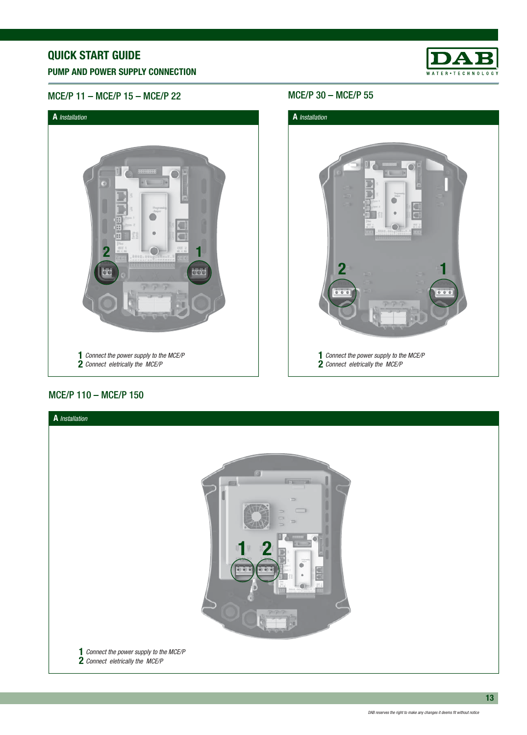# QUICK START GUIDE

## PUMP AND POWER SUPPLY CONNECTION

### MCE/P 11 – MCE/P 15 – MCE/P 22

**A** *Installation*

**1** *Connect the power supply to the MCE/P*
**2** *Connect eletrically the MCE/P*

### MCE/P 30 – MCE/P 55

**A** *Installation*

**1** *Connect the power supply to the MCE/P*
**2** *Connect eletrically the MCE/P*

### MCE/P 110 – MCE/P 150

**A** *Installation*

**1** *Connect the power supply to the MCE/P*
**2** *Connect eletrically the MCE/P*

*DAB reserves the right to make any changes it deems fit without notice*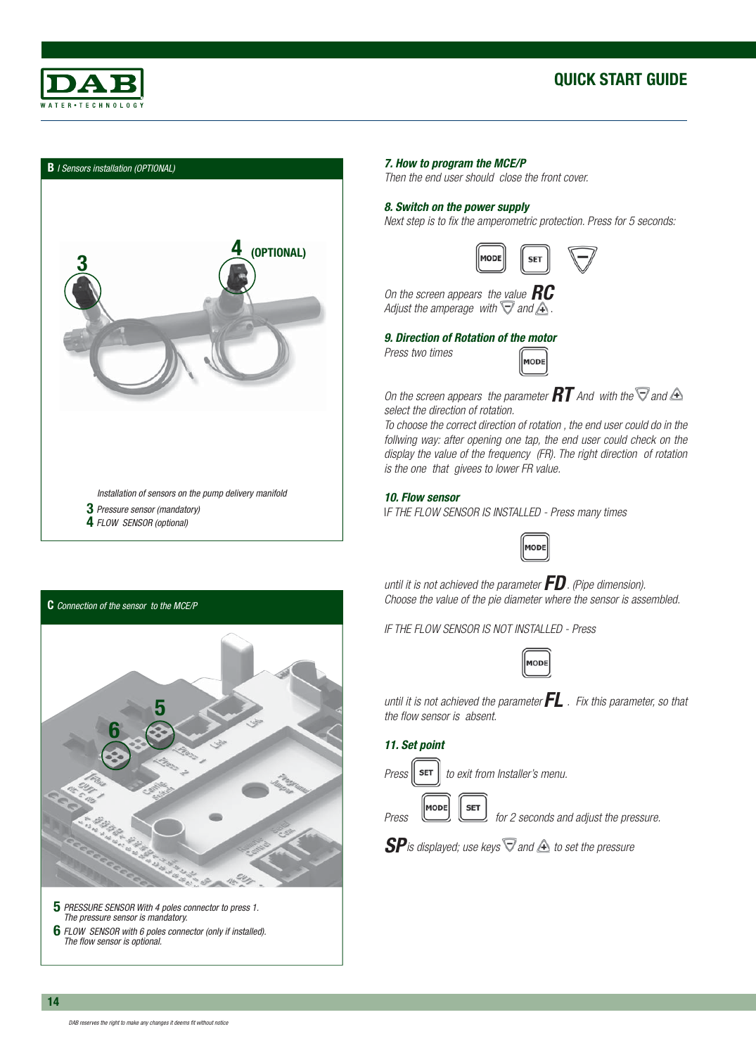**B** *I Sensors installation (OPTIONAL)*

3

4 (OPTIONAL)

*Installation of sensors on the pump delivery manifold*

**3** *Pressure sensor (mandatory)*

**4** *FLOW SENSOR (optional)*

**C** *Connection of the sensor to the MCE/P*

**5** *PRESSURE SENSOR With 4 poles connector to press 1. The pressure sensor is mandatory.*

**6** *FLOW SENSOR with 6 poles connector (only if installed). The flow sensor is optional.*

### 7. How to program the MCE/P

*Then the end user should close the front cover.*

### 8. Switch on the power supply

*Next step is to fix the amperometric protection. Press for 5 seconds:*

MODE SET ▽

*On the screen appears the value* **RC**
*Adjust the amperage with ▽ and △.*

### 9. Direction of Rotation of the motor

*Press two times* MODE

*On the screen appears the parameter* **RT** *And with the ▽ and △ select the direction of rotation.*
*To choose the correct direction of rotation , the end user could do in the follwing way: after opening one tap, the end user could check on the display the value of the frequency (FR). The right direction of rotation is the one that givees to lower FR value.*

### 10. Flow sensor

*IF THE FLOW SENSOR IS INSTALLED - Press many times*

MODE

*until it is not achieved the parameter* **FD**. *(Pipe dimension).*
*Choose the value of the pie diameter where the sensor is assembled.*

*IF THE FLOW SENSOR IS NOT INSTALLED - Press*

MODE

*until it is not achieved the parameter* **FL**. *Fix this parameter, so that the flow sensor is absent.*

### 11. Set point

*Press* SET *to exit from Installer's menu.*

*Press* MODE SET *for 2 seconds and adjust the pressure.*

**SP** *is displayed; use keys ▽ and △ to set the pressure*

*DAB reserves the right to make any changes it deems fit without notice*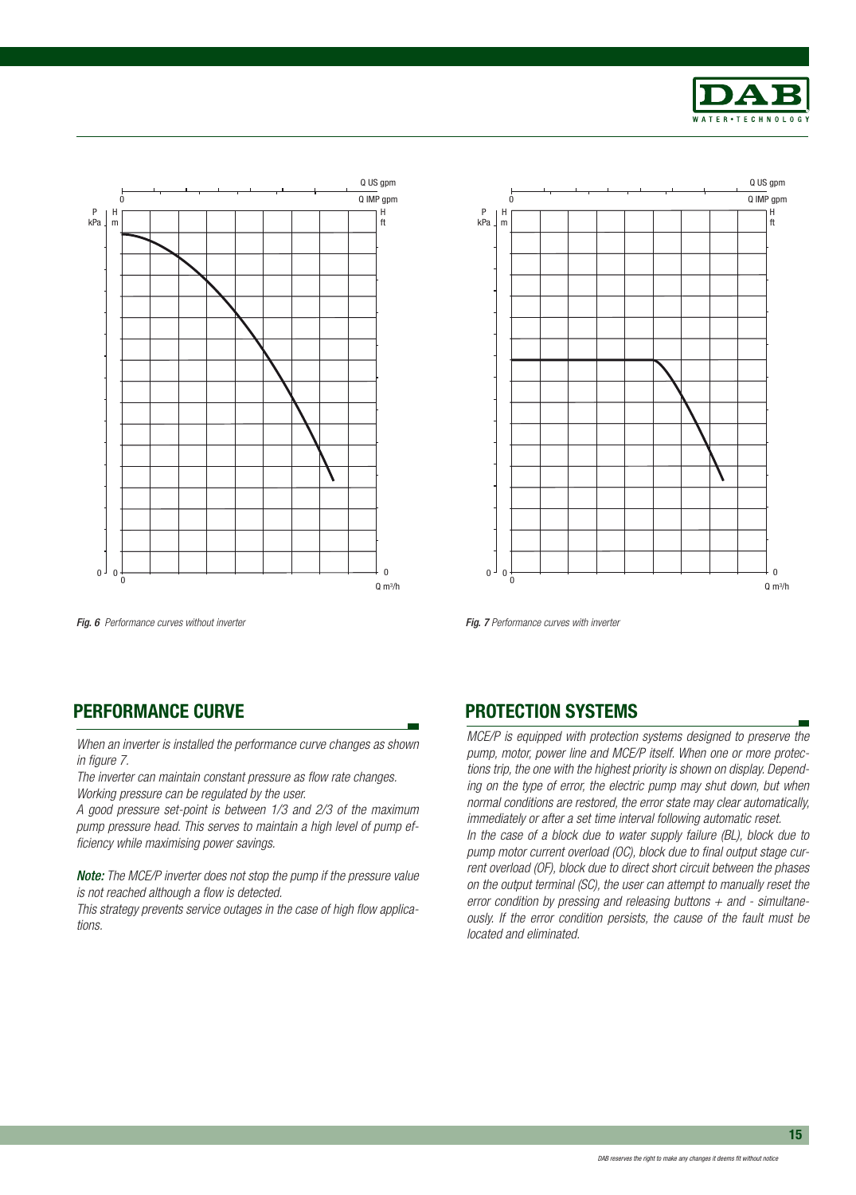*Fig. 6 Performance curves without inverter*

*Fig. 7 Performance curves with inverter*

## PERFORMANCE CURVE

*When an inverter is installed the performance curve changes as shown in figure 7.*

*The inverter can maintain constant pressure as flow rate changes.*
*Working pressure can be regulated by the user.*

*A good pressure set-point is between 1/3 and 2/3 of the maximum pump pressure head. This serves to maintain a high level of pump efficiency while maximising power savings.*

***Note:*** *The MCE/P inverter does not stop the pump if the pressure value is not reached although a flow is detected.*

*This strategy prevents service outages in the case of high flow applications.*

## PROTECTION SYSTEMS

*MCE/P is equipped with protection systems designed to preserve the pump, motor, power line and MCE/P itself. When one or more protections trip, the one with the highest priority is shown on display. Depending on the type of error, the electric pump may shut down, but when normal conditions are restored, the error state may clear automatically, immediately or after a set time interval following automatic reset.*

*In the case of a block due to water supply failure (BL), block due to pump motor current overload (OC), block due to final output stage current overload (OF), block due to direct short circuit between the phases on the output terminal (SC), the user can attempt to manually reset the error condition by pressing and releasing buttons + and - simultaneously. If the error condition persists, the cause of the fault must be located and eliminated.*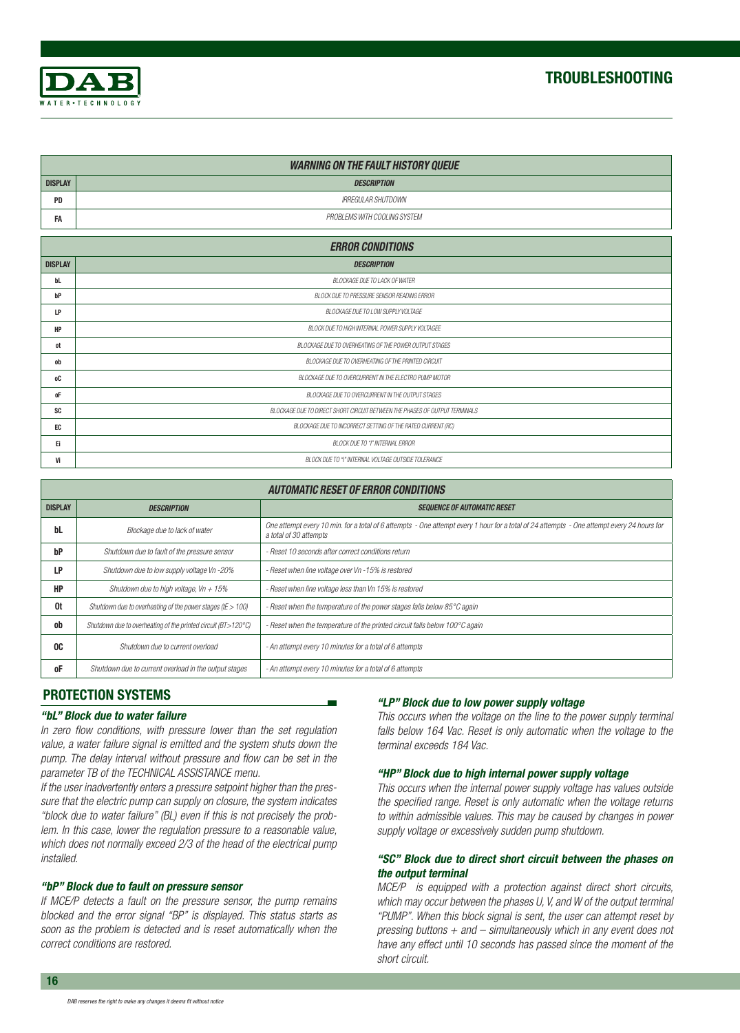## TROUBLESHOOTING

| WARNING ON THE FAULT HISTORY QUEUE | |
|---|---|
| **DISPLAY** | **DESCRIPTION** |
| PD | IRREGULAR SHUTDOWN |
| FA | PROBLEMS WITH COOLING SYSTEM |

| ERROR CONDITIONS | |
|---|---|
| **DISPLAY** | **DESCRIPTION** |
| bL | BLOCKAGE DUE TO LACK OF WATER |
| bP | BLOCK DUE TO PRESSURE SENSOR READING ERROR |
| LP | BLOCKAGE DUE TO LOW SUPPLY VOLTAGE |
| HP | BLOCK DUE TO HIGH INTERNAL POWER SUPPLY VOLTAGEE |
| ot | BLOCKAGE DUE TO OVERHEATING OF THE POWER OUTPUT STAGES |
| ob | BLOCKAGE DUE TO OVERHEATING OF THE PRINTED CIRCUIT |
| oC | BLOCKAGE DUE TO OVERCURRENT IN THE ELECTRO PUMP MOTOR |
| oF | BLOCKAGE DUE TO OVERCURRENT IN THE OUTPUT STAGES |
| SC | BLOCKAGE DUE TO DIRECT SHORT CIRCUIT BETWEEN THE PHASES OF OUTPUT TERMINALS |
| EC | BLOCKAGE DUE TO INCORRECT SETTING OF THE RATED CURRENT (RC) |
| Ei | BLOCK DUE TO "i" INTERNAL ERROR |
| Vi | BLOCK DUE TO "i" INTERNAL VOLTAGE OUTSIDE TOLERANCE |

| AUTOMATIC RESET OF ERROR CONDITIONS | | |
|---|---|---|
| **DISPLAY** | **DESCRIPTION** | **SEQUENCE OF AUTOMATIC RESET** |
| bL | Blockage due to lack of water | One attempt every 10 min. for a total of 6 attempts - One attempt every 1 hour for a total of 24 attempts - One attempt every 24 hours for a total of 30 attempts |
| bP | Shutdown due to fault of the pressure sensor | - Reset 10 seconds after correct conditions return |
| LP | Shutdown due to low supply voltage Vn -20% | - Reset when line voltage over Vn -15% is restored |
| HP | Shutdown due to high voltage, Vn + 15% | - Reset when line voltage less than Vn 15% is restored |
| 0t | Shutdown due to overheating of the power stages (tE > 100) | - Reset when the temperature of the power stages falls below 85°C again |
| ob | Shutdown due to overheating of the printed circuit (BT>120°C) | - Reset when the temperature of the printed circuit falls below 100°C again |
| 0C | Shutdown due to current overload | - An attempt every 10 minutes for a total of 6 attempts |
| oF | Shutdown due to current overload in the output stages | - An attempt every 10 minutes for a total of 6 attempts |

## PROTECTION SYSTEMS

### *"bL" Block due to water failure*

*In zero flow conditions, with pressure lower than the set regulation value, a water failure signal is emitted and the system shuts down the pump. The delay interval without pressure and flow can be set in the parameter TB of the TECHNICAL ASSISTANCE menu.*

*If the user inadvertently enters a pressure setpoint higher than the pressure that the electric pump can supply on closure, the system indicates "block due to water failure" (BL) even if this is not precisely the problem. In this case, lower the regulation pressure to a reasonable value, which does not normally exceed 2/3 of the head of the electrical pump installed.*

### *"bP" Block due to fault on pressure sensor*

*If MCE/P detects a fault on the pressure sensor, the pump remains blocked and the error signal "BP" is displayed. This status starts as soon as the problem is detected and is reset automatically when the correct conditions are restored.*

### *"LP" Block due to low power supply voltage*

*This occurs when the voltage on the line to the power supply terminal falls below 164 Vac. Reset is only automatic when the voltage to the terminal exceeds 184 Vac.*

### *"HP" Block due to high internal power supply voltage*

*This occurs when the internal power supply voltage has values outside the specified range. Reset is only automatic when the voltage returns to within admissible values. This may be caused by changes in power supply voltage or excessively sudden pump shutdown.*

### *"SC" Block due to direct short circuit between the phases on the output terminal*

*MCE/P is equipped with a protection against direct short circuits, which may occur between the phases U, V, and W of the output terminal "PUMP". When this block signal is sent, the user can attempt reset by pressing buttons + and – simultaneously which in any event does not have any effect until 10 seconds has passed since the moment of the short circuit.*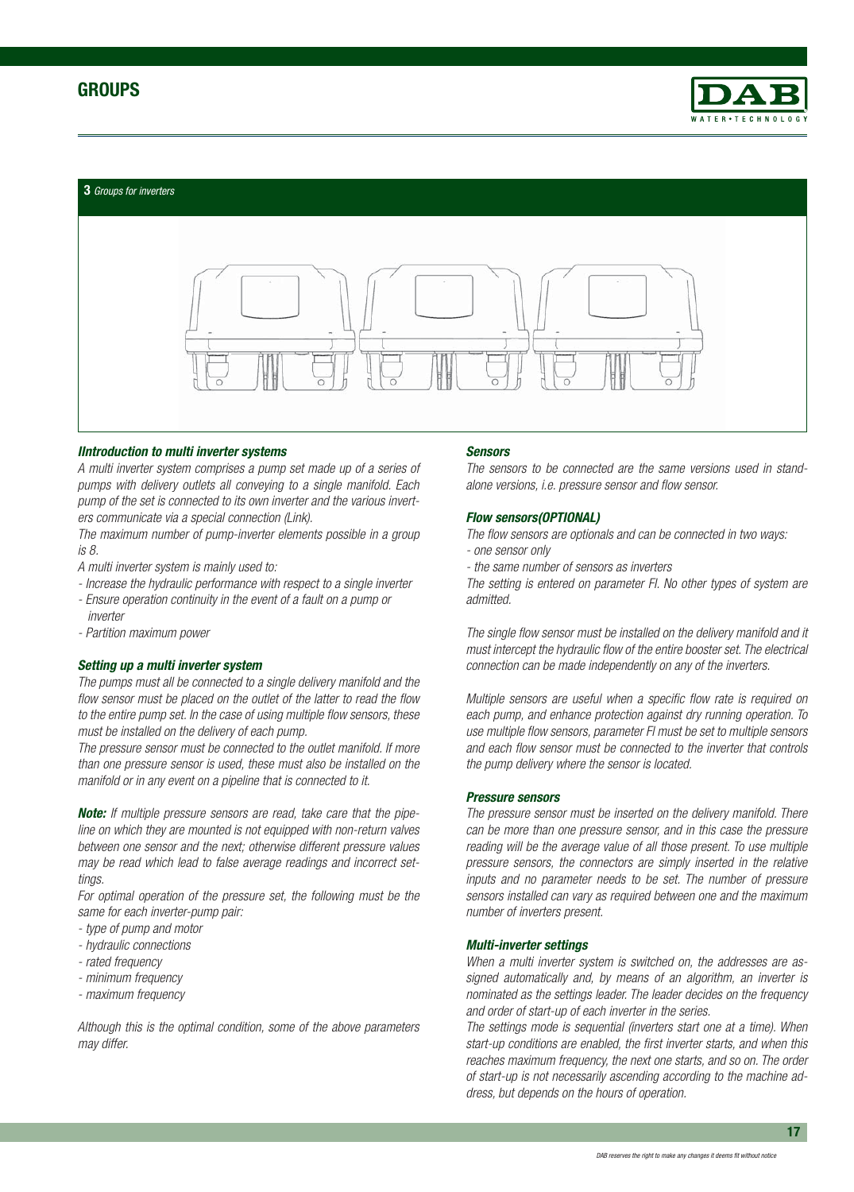## 3 *Groups for inverters*

### *IIntroduction to multi inverter systems*

*A multi inverter system comprises a pump set made up of a series of pumps with delivery outlets all conveying to a single manifold. Each pump of the set is connected to its own inverter and the various inverters communicate via a special connection (Link).*

*The maximum number of pump-inverter elements possible in a group is 8.*

*A multi inverter system is mainly used to:*

- *Increase the hydraulic performance with respect to a single inverter*
- *Ensure operation continuity in the event of a fault on a pump or inverter*
- *Partition maximum power*

### *Setting up a multi inverter system*

*The pumps must all be connected to a single delivery manifold and the flow sensor must be placed on the outlet of the latter to read the flow to the entire pump set. In the case of using multiple flow sensors, these must be installed on the delivery of each pump.*

*The pressure sensor must be connected to the outlet manifold. If more than one pressure sensor is used, these must also be installed on the manifold or in any event on a pipeline that is connected to it.*

***Note:*** *If multiple pressure sensors are read, take care that the pipeline on which they are mounted is not equipped with non-return valves between one sensor and the next; otherwise different pressure values may be read which lead to false average readings and incorrect settings.*

*For optimal operation of the pressure set, the following must be the same for each inverter-pump pair:*

- *type of pump and motor*
- *hydraulic connections*
- *rated frequency*
- *minimum frequency*
- *maximum frequency*

*Although this is the optimal condition, some of the above parameters may differ.*

### *Sensors*

*The sensors to be connected are the same versions used in stand-alone versions, i.e. pressure sensor and flow sensor.*

### *Flow sensors(OPTIONAL)*

*The flow sensors are optionals and can be connected in two ways:*

- *one sensor only*
- *the same number of sensors as inverters*

*The setting is entered on parameter FI. No other types of system are admitted.*

*The single flow sensor must be installed on the delivery manifold and it must intercept the hydraulic flow of the entire booster set. The electrical connection can be made independently on any of the inverters.*

*Multiple sensors are useful when a specific flow rate is required on each pump, and enhance protection against dry running operation. To use multiple flow sensors, parameter FI must be set to multiple sensors and each flow sensor must be connected to the inverter that controls the pump delivery where the sensor is located.*

### *Pressure sensors*

*The pressure sensor must be inserted on the delivery manifold. There can be more than one pressure sensor, and in this case the pressure reading will be the average value of all those present. To use multiple pressure sensors, the connectors are simply inserted in the relative inputs and no parameter needs to be set. The number of pressure sensors installed can vary as required between one and the maximum number of inverters present.*

### *Multi-inverter settings*

*When a multi inverter system is switched on, the addresses are assigned automatically and, by means of an algorithm, an inverter is nominated as the settings leader. The leader decides on the frequency and order of start-up of each inverter in the series.*

*The settings mode is sequential (inverters start one at a time). When start-up conditions are enabled, the first inverter starts, and when this reaches maximum frequency, the next one starts, and so on. The order of start-up is not necessarily ascending according to the machine address, but depends on the hours of operation.*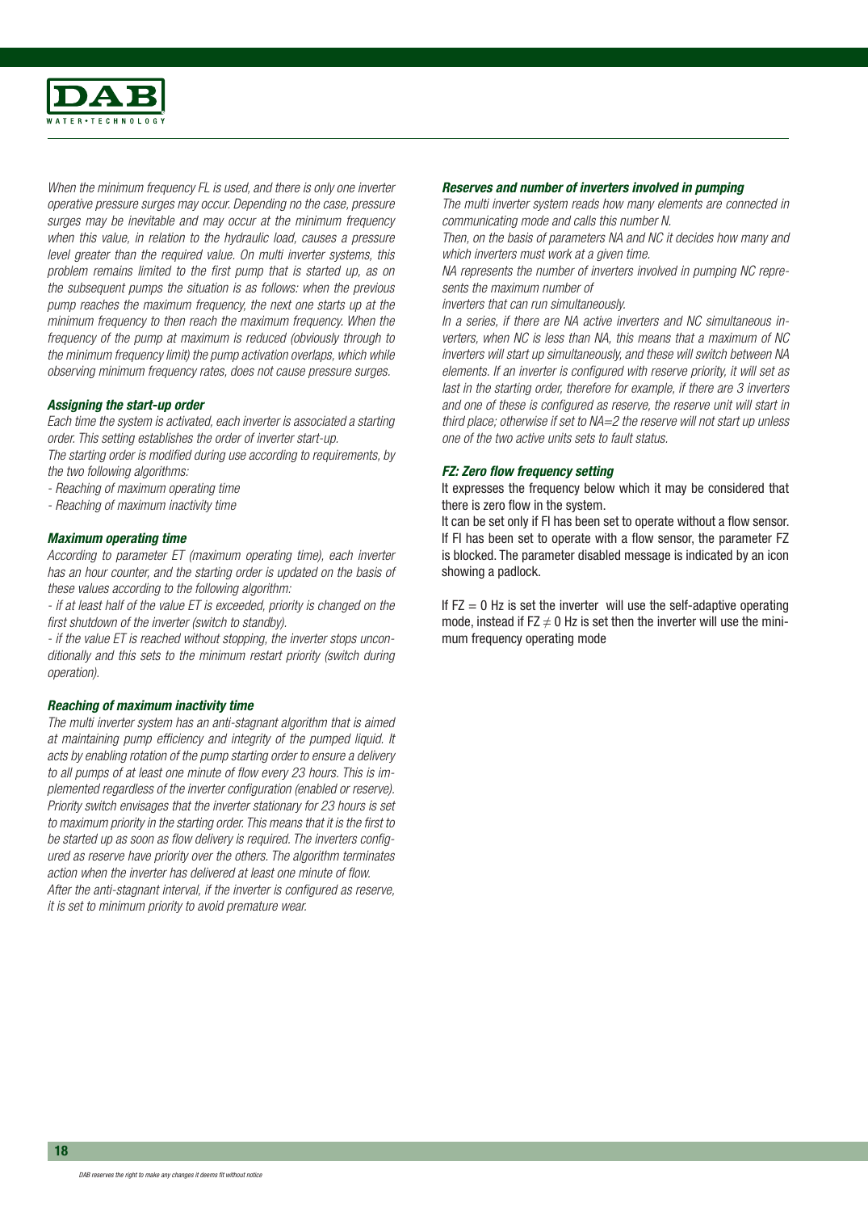*When the minimum frequency FL is used, and there is only one inverter operative pressure surges may occur. Depending no the case, pressure surges may be inevitable and may occur at the minimum frequency when this value, in relation to the hydraulic load, causes a pressure level greater than the required value. On multi inverter systems, this problem remains limited to the first pump that is started up, as on the subsequent pumps the situation is as follows: when the previous pump reaches the maximum frequency, the next one starts up at the minimum frequency to then reach the maximum frequency. When the frequency of the pump at maximum is reduced (obviously through to the minimum frequency limit) the pump activation overlaps, which while observing minimum frequency rates, does not cause pressure surges.*

#### *Assigning the start-up order*

*Each time the system is activated, each inverter is associated a starting order. This setting establishes the order of inverter start-up.*

*The starting order is modified during use according to requirements, by the two following algorithms:*

*- Reaching of maximum operating time*

*- Reaching of maximum inactivity time*

#### *Maximum operating time*

*According to parameter ET (maximum operating time), each inverter has an hour counter, and the starting order is updated on the basis of these values according to the following algorithm:*

*- if at least half of the value ET is exceeded, priority is changed on the first shutdown of the inverter (switch to standby).*

*- if the value ET is reached without stopping, the inverter stops unconditionally and this sets to the minimum restart priority (switch during operation).*

#### *Reaching of maximum inactivity time*

*The multi inverter system has an anti-stagnant algorithm that is aimed at maintaining pump efficiency and integrity of the pumped liquid. It acts by enabling rotation of the pump starting order to ensure a delivery to all pumps of at least one minute of flow every 23 hours. This is implemented regardless of the inverter configuration (enabled or reserve). Priority switch envisages that the inverter stationary for 23 hours is set to maximum priority in the starting order. This means that it is the first to be started up as soon as flow delivery is required. The inverters configured as reserve have priority over the others. The algorithm terminates action when the inverter has delivered at least one minute of flow.*

*After the anti-stagnant interval, if the inverter is configured as reserve, it is set to minimum priority to avoid premature wear.*

#### *Reserves and number of inverters involved in pumping*

*The multi inverter system reads how many elements are connected in communicating mode and calls this number N.*

*Then, on the basis of parameters NA and NC it decides how many and which inverters must work at a given time.*

*NA represents the number of inverters involved in pumping NC represents the maximum number of*

*inverters that can run simultaneously.*

*In a series, if there are NA active inverters and NC simultaneous inverters, when NC is less than NA, this means that a maximum of NC inverters will start up simultaneously, and these will switch between NA elements. If an inverter is configured with reserve priority, it will set as last in the starting order, therefore for example, if there are 3 inverters and one of these is configured as reserve, the reserve unit will start in third place; otherwise if set to NA=2 the reserve will not start up unless one of the two active units sets to fault status.*

#### *FZ: Zero flow frequency setting*

It expresses the frequency below which it may be considered that there is zero flow in the system.

It can be set only if FI has been set to operate without a flow sensor. If FI has been set to operate with a flow sensor, the parameter FZ is blocked. The parameter disabled message is indicated by an icon showing a padlock.

If $FZ = 0$ Hz is set the inverter will use the self-adaptive operating mode, instead if $FZ \neq 0$ Hz is set then the inverter will use the minimum frequency operating mode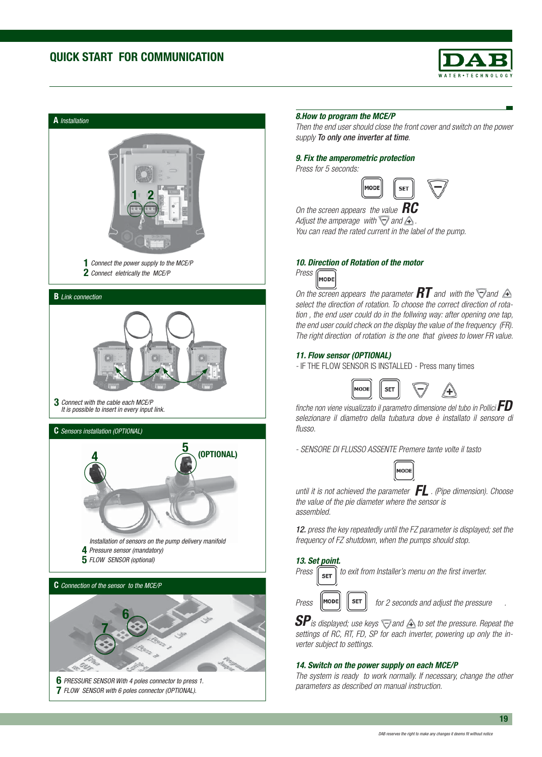# QUICK START FOR COMMUNICATION

## A Installation

1 Connect the power supply to the MCE/P
2 Connect eletrically the MCE/P

## B Link connection

3 Connect with the cable each MCE/P
It is possible to insert in every input link.

## C Sensors installation (OPTIONAL)

(OPTIONAL)

Installation of sensors on the pump delivery manifold
4 Pressure sensor (mandatory)
5 FLOW SENSOR (optional)

## C Connection of the sensor to the MCE/P

6 PRESSURE SENSOR With 4 poles connector to press 1.
7 FLOW SENSOR with 6 poles connector (OPTIONAL).

### 8. How to program the MCE/P

Then the end user should close the front cover and switch on the power supply **To only one inverter at time**.

### 9. Fix the amperometric protection

Press for 5 seconds: MODE SET −

On the screen appears the value **RC**
Adjust the amperage with − and +.
You can read the rated current in the label of the pump.

### 10. Direction of Rotation of the motor

Press MODE

On the screen appears the parameter **RT** and with the − and + select the direction of rotation. To choose the correct direction of rotation , the end user could do in the follwing way: after opening one tap, the end user could check on the display the value of the frequency (FR). The right direction of rotation is the one that gives to lower FR value.

### 11. Flow sensor (OPTIONAL)

- IF THE FLOW SENSOR IS INSTALLED - Press many times

MODE SET − +

finche non viene visualizzato il parametro dimensione del tubo in Pollici **FD** selezionare il diametro della tubatura dove è installato il sensore di flusso.

- SENSORE DI FLUSSO ASSENTE Premere tante volte il tasto

MODE

until it is not achieved the parameter **FL** . (Pipe dimension). Choose the value of the pie diameter where the sensor is assembled.

**12.** press the key repeatedly until the FZ parameter is displayed; set the frequency of FZ shutdown, when the pumps should stop.

### 13. Set point.

Press SET to exit from Installer's menu on the first inverter.

Press MODE SET for 2 seconds and adjust the pressure .

**SP** is displayed; use keys − and + to set the pressure. Repeat the settings of RC, RT, FD, SP for each inverter, powering up only the inverter subject to settings.

### 14. Switch on the power supply on each MCE/P

The system is ready to work normally. If necessary, change the other parameters as described on manual instruction.

DAB reserves the right to make any changes it deems fit without notice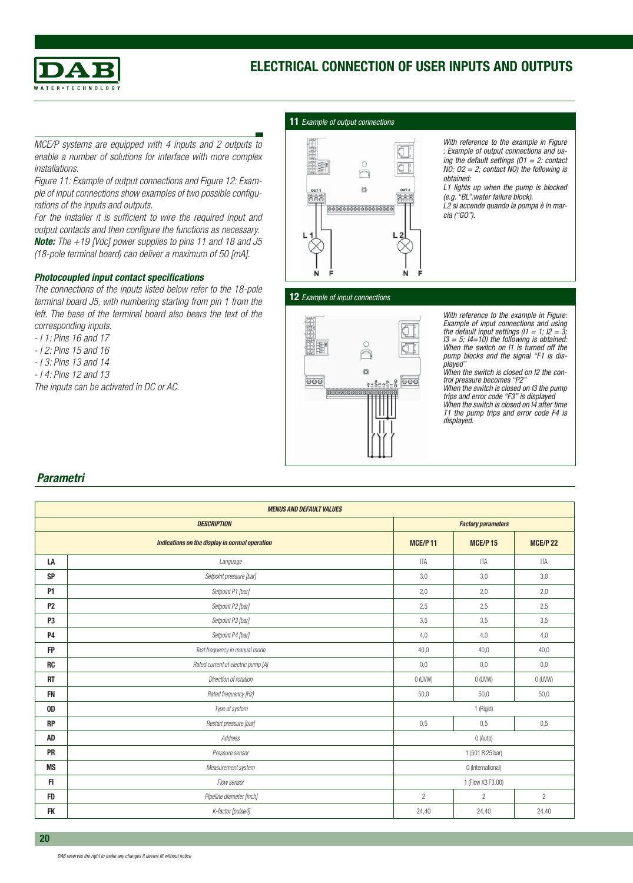## ELECTRICAL CONNECTION OF USER INPUTS AND OUTPUTS

*MCE/P systems are equipped with 4 inputs and 2 outputs to enable a number of solutions for interface with more complex installations.*

*Figure 11: Example of output connections and Figure 12: Example of input connections show examples of two possible configurations of the inputs and outputs.*

*For the installer it is sufficient to wire the required input and output contacts and then configure the functions as necessary.*

***Note:** The +19 [Vdc] power supplies to pins 11 and 18 and J5 (18-pole terminal board) can deliver a maximum of 50 [mA].*

### *Photocoupled input contact specifications*

*The connections of the inputs listed below refer to the 18-pole terminal board J5, with numbering starting from pin 1 from the left. The base of the terminal board also bears the text of the corresponding inputs.*

*- I 1: Pins 16 and 17*
*- I 2: Pins 15 and 16*
*- I 3: Pins 13 and 14*
*- I 4: Pins 12 and 13*

*The inputs can be activated in DC or AC.*

**11** *Example of output connections*

*With reference to the example in Figure : Example of output connections and using the default settings (O1 = 2: contact NO; O2 = 2; contact NO) the following is obtained:*
*L1 lights up when the pump is blocked (e.g. "BL":water failure block).*
*L2 si accende quando la pompa è in marcia ("GO").*

**12** *Example of input connections*

*With reference to the example in Figure: Example of input connections and using the default input settings (I1 = 1; I2 = 3; I3 = 5; I4=10) the following is obtained:*
*When the switch on I1 is turned off the pump blocks and the signal "F1 is displayed"*
*When the switch is closed on I2 the control pressure becomes "P2"*
*When the switch is closed on I3 the pump trips and error code "F3" is displayed*
*When the switch is closed on I4 after time T1 the pump trips and error code F4 is displayed.*

## *Parametri*

| MENUS AND DEFAULT VALUES | | | | |
|---|---|---|---|---|
| DESCRIPTION | | Factory parameters | | |
| Indications on the display in normal operation | | MCE/P 11 | MCE/P 15 | MCE/P 22 |
| LA | Language | ITA | ITA | ITA |
| SP | Setpoint pressure [bar] | 3,0 | 3,0 | 3,0 |
| P1 | Setpoint P1 [bar] | 2,0 | 2,0 | 2,0 |
| P2 | Setpoint P2 [bar] | 2,5 | 2,5 | 2,5 |
| P3 | Setpoint P3 [bar] | 3,5 | 3,5 | 3,5 |
| P4 | Setpoint P4 [bar] | 4,0 | 4,0 | 4,0 |
| FP | Test frequency in manual mode | 40,0 | 40,0 | 40,0 |
| RC | Rated current of electric pump [A] | 0,0 | 0,0 | 0,0 |
| RT | Direction of rotation | 0 (UVW) | 0 (UVW) | 0 (UVW) |
| FN | Rated frequency [Hz] | 50,0 | 50,0 | 50,0 |
| OD | Type of system | 1 (Rigid) | | |
| RP | Restart pressure [bar] | 0,5 | 0,5 | 0,5 |
| AD | Address | 0 (Auto) | | |
| PR | Pressure sensor | 1 (501 R 25 bar) | | |
| MS | Measurement system | 0 (International) | | |
| FI | Flow sensor | 1 (Flow X3 F3.00) | | |
| FD | Pipeline diameter [inch] | 2 | 2 | 2 |
| FK | K-factor [pulse/l] | 24,40 | 24,40 | 24,40 |

*DAB reserves the right to make any changes it deems fit without notice*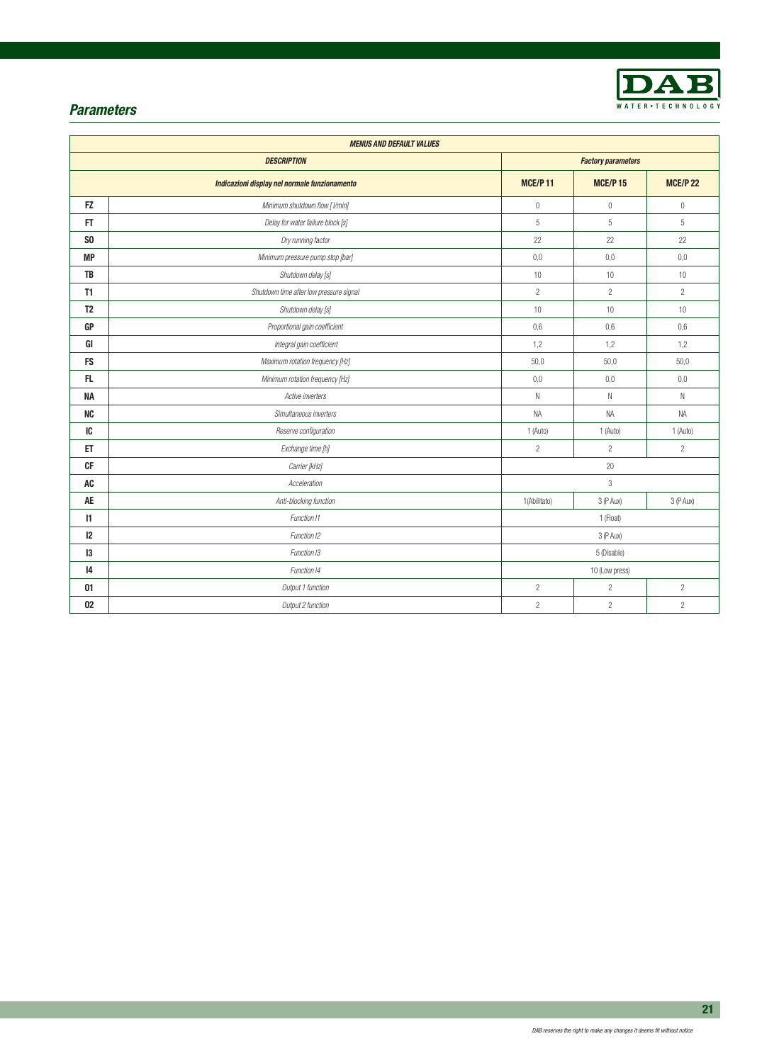## *Parameters*

| *MENUS AND DEFAULT VALUES* | | | | |
|---|---|---|---|---|
| *DESCRIPTION* | | *Factory parameters* | | |
| *Indicazioni display nel normale funzionamento* | | **MCE/P 11** | **MCE/P 15** | **MCE/P 22** |
| **FZ** | *Minimum shutdown flow [ l/min]* | 0 | 0 | 0 |
| **FT** | *Delay for water failure block [s]* | 5 | 5 | 5 |
| **SO** | *Dry running factor* | 22 | 22 | 22 |
| **MP** | *Minimum pressure pump stop [bar]* | 0,0 | 0,0 | 0,0 |
| **TB** | *Shutdown delay [s]* | 10 | 10 | 10 |
| **T1** | *Shutdown time after low pressure signal* | 2 | 2 | 2 |
| **T2** | *Shutdown delay [s]* | 10 | 10 | 10 |
| **GP** | *Proportional gain coefficient* | 0,6 | 0,6 | 0,6 |
| **GI** | *Integral gain coefficient* | 1,2 | 1,2 | 1,2 |
| **FS** | *Maximum rotation frequency [Hz]* | 50,0 | 50,0 | 50,0 |
| **FL** | *Minimum rotation frequency [Hz]* | 0,0 | 0,0 | 0,0 |
| **NA** | *Active inverters* | N | N | N |
| **NC** | *Simultaneous inverters* | NA | NA | NA |
| **IC** | *Reserve configuration* | 1 (Auto) | 1 (Auto) | 1 (Auto) |
| **ET** | *Exchange time [h]* | 2 | 2 | 2 |
| **CF** | *Carrier [kHz]* | 20 | | |
| **AC** | *Acceleration* | 3 | | |
| **AE** | *Anti-blocking function* | 1(Abilitato) | 3 (P Aux) | 3 (P Aux) |
| **I1** | *Function I1* | 1 (Float) | | |
| **I2** | *Function I2* | 3 (P Aux) | | |
| **I3** | *Function I3* | 5 (Disable) | | |
| **I4** | *Function I4* | 10 (Low press) | | |
| **01** | *Output 1 function* | 2 | 2 | 2 |
| **02** | *Output 2 function* | 2 | 2 | 2 |

*DAB reserves the right to make any changes it deems fit without notice*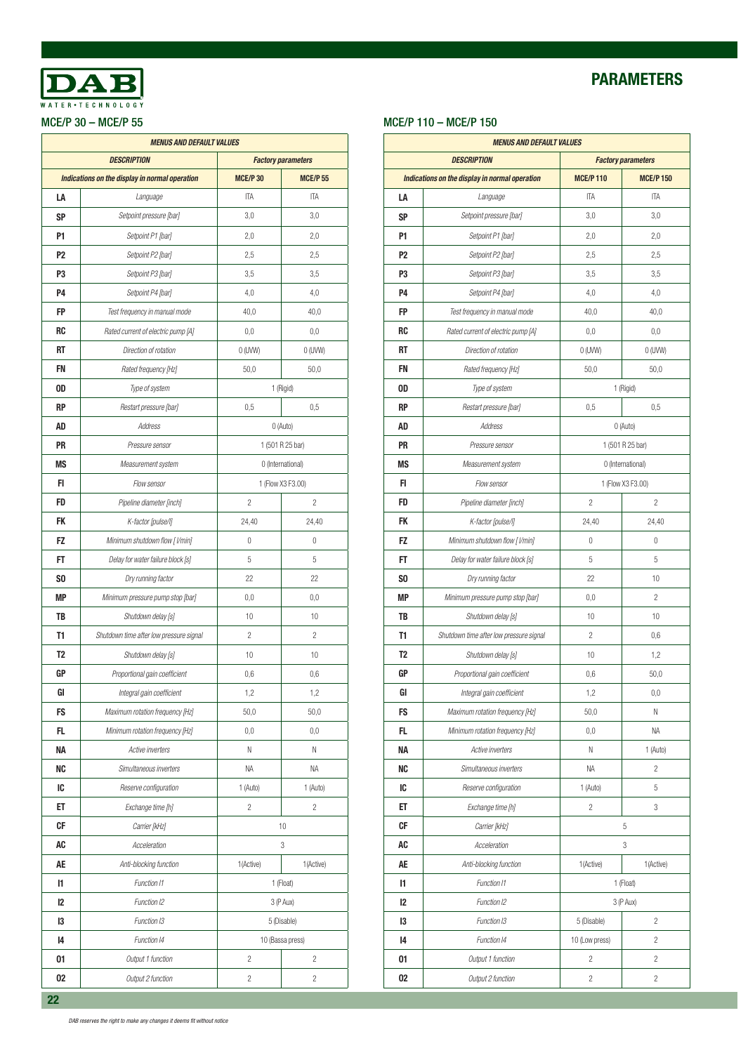# PARAMETERS

## MCE/P 30 – MCE/P 55

| *MENUS AND DEFAULT VALUES* | | | |
|---|---|---|---|
| ***DESCRIPTION*** | | ***Factory parameters*** | |
| ***Indications on the display in normal operation*** | | **MCE/P 30** | **MCE/P 55** |
| **LA** | *Language* | ITA | ITA |
| **SP** | *Setpoint pressure [bar]* | 3,0 | 3,0 |
| **P1** | *Setpoint P1 [bar]* | 2,0 | 2,0 |
| **P2** | *Setpoint P2 [bar]* | 2,5 | 2,5 |
| **P3** | *Setpoint P3 [bar]* | 3,5 | 3,5 |
| **P4** | *Setpoint P4 [bar]* | 4,0 | 4,0 |
| **FP** | *Test frequency in manual mode* | 40,0 | 40,0 |
| **RC** | *Rated current of electric pump [A]* | 0,0 | 0,0 |
| **RT** | *Direction of rotation* | 0 (UVW) | 0 (UVW) |
| **FN** | *Rated frequency [Hz]* | 50,0 | 50,0 |
| **OD** | *Type of system* | 1 (Rigid) | |
| **RP** | *Restart pressure [bar]* | 0,5 | 0,5 |
| **AD** | *Address* | 0 (Auto) | |
| **PR** | *Pressure sensor* | 1 (501 R 25 bar) | |
| **MS** | *Measurement system* | 0 (International) | |
| **FI** | *Flow sensor* | 1 (Flow X3 F3.00) | |
| **FD** | *Pipeline diameter [inch]* | 2 | 2 |
| **FK** | *K-factor [pulse/l]* | 24,40 | 24,40 |
| **FZ** | *Minimum shutdown flow [ l/min]* | 0 | 0 |
| **FT** | *Delay for water failure block [s]* | 5 | 5 |
| **SO** | *Dry running factor* | 22 | 22 |
| **MP** | *Minimum pressure pump stop [bar]* | 0,0 | 0,0 |
| **TB** | *Shutdown delay [s]* | 10 | 10 |
| **T1** | *Shutdown time after low pressure signal* | 2 | 2 |
| **T2** | *Shutdown delay [s]* | 10 | 10 |
| **GP** | *Proportional gain coefficient* | 0,6 | 0,6 |
| **GI** | *Integral gain coefficient* | 1,2 | 1,2 |
| **FS** | *Maximum rotation frequency [Hz]* | 50,0 | 50,0 |
| **FL** | *Minimum rotation frequency [Hz]* | 0,0 | 0,0 |
| **NA** | *Active inverters* | N | N |
| **NC** | *Simultaneous inverters* | NA | NA |
| **IC** | *Reserve configuration* | 1 (Auto) | 1 (Auto) |
| **ET** | *Exchange time [h]* | 2 | 2 |
| **CF** | *Carrier [kHz]* | 10 | |
| **AC** | *Acceleration* | 3 | |
| **AE** | *Anti-blocking function* | 1(Active) | 1(Active) |
| **I1** | *Function I1* | 1 (Float) | |
| **I2** | *Function I2* | 3 (P Aux) | |
| **I3** | *Function I3* | 5 (Disable) | |
| **I4** | *Function I4* | 10 (Bassa press) | |
| **O1** | *Output 1 function* | 2 | 2 |
| **O2** | *Output 2 function* | 2 | 2 |

## MCE/P 110 – MCE/P 150

| *MENUS AND DEFAULT VALUES* | | | |
|---|---|---|---|
| ***DESCRIPTION*** | | ***Factory parameters*** | |
| ***Indications on the display in normal operation*** | | **MCE/P 110** | **MCE/P 150** |
| **LA** | *Language* | ITA | ITA |
| **SP** | *Setpoint pressure [bar]* | 3,0 | 3,0 |
| **P1** | *Setpoint P1 [bar]* | 2,0 | 2,0 |
| **P2** | *Setpoint P2 [bar]* | 2,5 | 2,5 |
| **P3** | *Setpoint P3 [bar]* | 3,5 | 3,5 |
| **P4** | *Setpoint P4 [bar]* | 4,0 | 4,0 |
| **FP** | *Test frequency in manual mode* | 40,0 | 40,0 |
| **RC** | *Rated current of electric pump [A]* | 0,0 | 0,0 |
| **RT** | *Direction of rotation* | 0 (UVW) | 0 (UVW) |
| **FN** | *Rated frequency [Hz]* | 50,0 | 50,0 |
| **OD** | *Type of system* | 1 (Rigid) | |
| **RP** | *Restart pressure [bar]* | 0,5 | 0,5 |
| **AD** | *Address* | 0 (Auto) | |
| **PR** | *Pressure sensor* | 1 (501 R 25 bar) | |
| **MS** | *Measurement system* | 0 (International) | |
| **FI** | *Flow sensor* | 1 (Flow X3 F3.00) | |
| **FD** | *Pipeline diameter [inch]* | 2 | 2 |
| **FK** | *K-factor [pulse/l]* | 24,40 | 24,40 |
| **FZ** | *Minimum shutdown flow [ l/min]* | 0 | 0 |
| **FT** | *Delay for water failure block [s]* | 5 | 5 |
| **SO** | *Dry running factor* | 22 | 10 |
| **MP** | *Minimum pressure pump stop [bar]* | 0,0 | 2 |
| **TB** | *Shutdown delay [s]* | 10 | 10 |
| **T1** | *Shutdown time after low pressure signal* | 2 | 0,6 |
| **T2** | *Shutdown delay [s]* | 10 | 1,2 |
| **GP** | *Proportional gain coefficient* | 0,6 | 50,0 |
| **GI** | *Integral gain coefficient* | 1,2 | 0,0 |
| **FS** | *Maximum rotation frequency [Hz]* | 50,0 | N |
| **FL** | *Minimum rotation frequency [Hz]* | 0,0 | NA |
| **NA** | *Active inverters* | N | 1 (Auto) |
| **NC** | *Simultaneous inverters* | NA | 2 |
| **IC** | *Reserve configuration* | 1 (Auto) | 5 |
| **ET** | *Exchange time [h]* | 2 | 3 |
| **CF** | *Carrier [kHz]* | 5 | |
| **AC** | *Acceleration* | 3 | |
| **AE** | *Anti-blocking function* | 1(Active) | 1(Active) |
| **I1** | *Function I1* | 1 (Float) | |
| **I2** | *Function I2* | 3 (P Aux) | |
| **I3** | *Function I3* | 5 (Disable) | 2 |
| **I4** | *Function I4* | 10 (Low press) | 2 |
| **O1** | *Output 1 function* | 2 | 2 |
| **O2** | *Output 2 function* | 2 | 2 |

*DAB reserves the right to make any changes it deems fit without notice*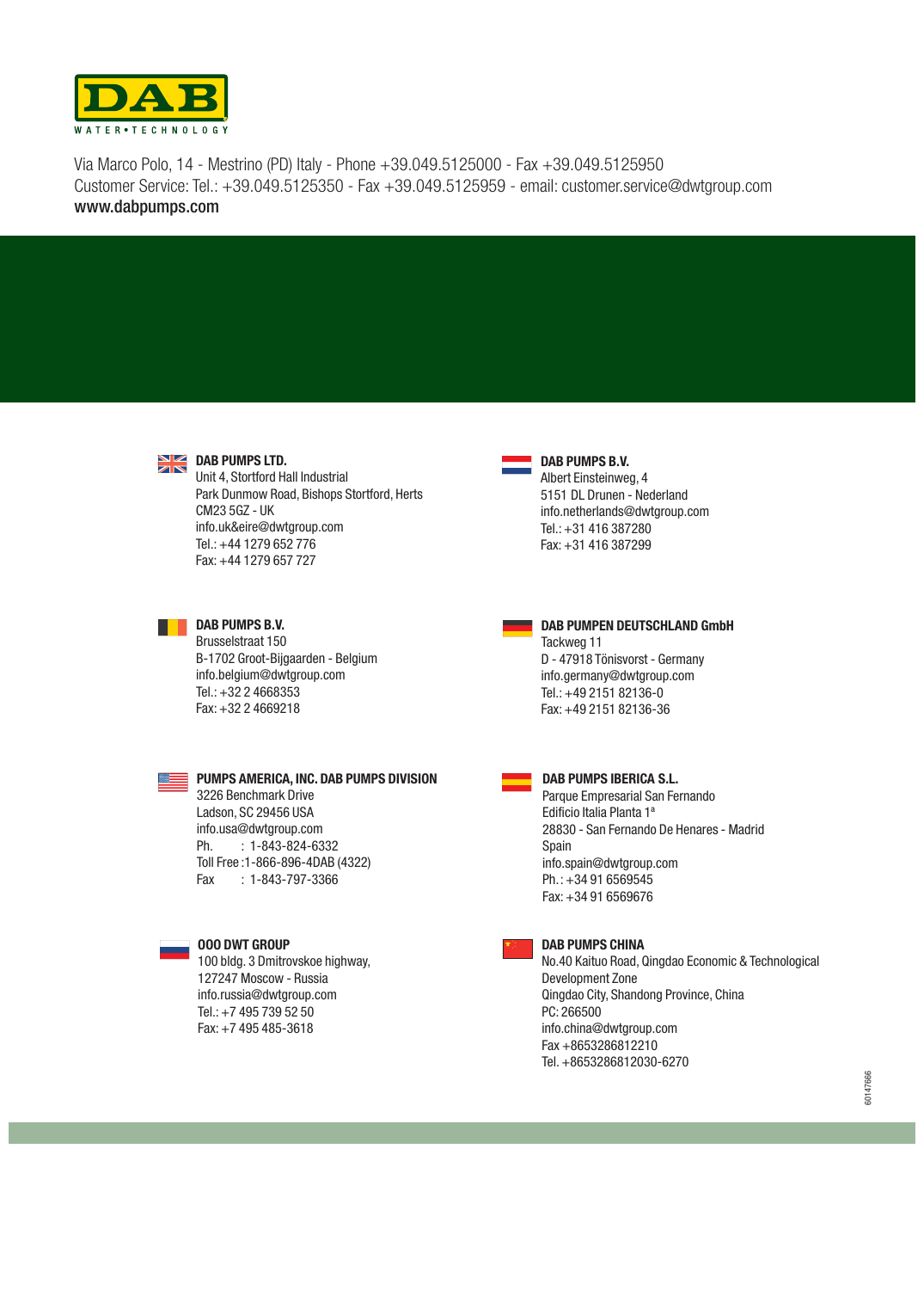DAB
WATER•TECHNOLOGY

Via Marco Polo, 14 - Mestrino (PD) Italy - Phone +39.049.5125000 - Fax +39.049.5125950
Customer Service: Tel.: +39.049.5125350 - Fax +39.049.5125959 - email: customer.service@dwtgroup.com
**www.dabpumps.com**

**DAB PUMPS LTD.**
Unit 4, Stortford Hall Industrial
Park Dunmow Road, Bishops Stortford, Herts
CM23 5GZ - UK
info.uk&eire@dwtgroup.com
Tel.: +44 1279 652 776
Fax: +44 1279 657 727

**DAB PUMPS B.V.**
Albert Einsteinweg, 4
5151 DL Drunen - Nederland
info.netherlands@dwtgroup.com
Tel.: +31 416 387280
Fax: +31 416 387299

**DAB PUMPS B.V.**
Brusselstraat 150
B-1702 Groot-Bijgaarden - Belgium
info.belgium@dwtgroup.com
Tel.: +32 2 4668353
Fax: +32 2 4669218

**DAB PUMPEN DEUTSCHLAND GmbH**
Tackweg 11
D - 47918 Tönisvorst - Germany
info.germany@dwtgroup.com
Tel.: +49 2151 82136-0
Fax: +49 2151 82136-36

**PUMPS AMERICA, INC. DAB PUMPS DIVISION**
3226 Benchmark Drive
Ladson, SC 29456 USA
info.usa@dwtgroup.com
Ph. : 1-843-824-6332
Toll Free :1-866-896-4DAB (4322)
Fax : 1-843-797-3366

**DAB PUMPS IBERICA S.L.**
Parque Empresarial San Fernando
Edificio Italia Planta 1ª
28830 - San Fernando De Henares - Madrid
Spain
info.spain@dwtgroup.com
Ph.: +34 91 6569545
Fax: +34 91 6569676

**OOO DWT GROUP**
100 bldg. 3 Dmitrovskoe highway,
127247 Moscow - Russia
info.russia@dwtgroup.com
Tel.: +7 495 739 52 50
Fax: +7 495 485-3618

**DAB PUMPS CHINA**
No.40 Kaituo Road, Qingdao Economic & Technological
Development Zone
Qingdao City, Shandong Province, China
PC: 266500
info.china@dwtgroup.com
Fax +8653286812210
Tel. +8653286812030-6270

60147666